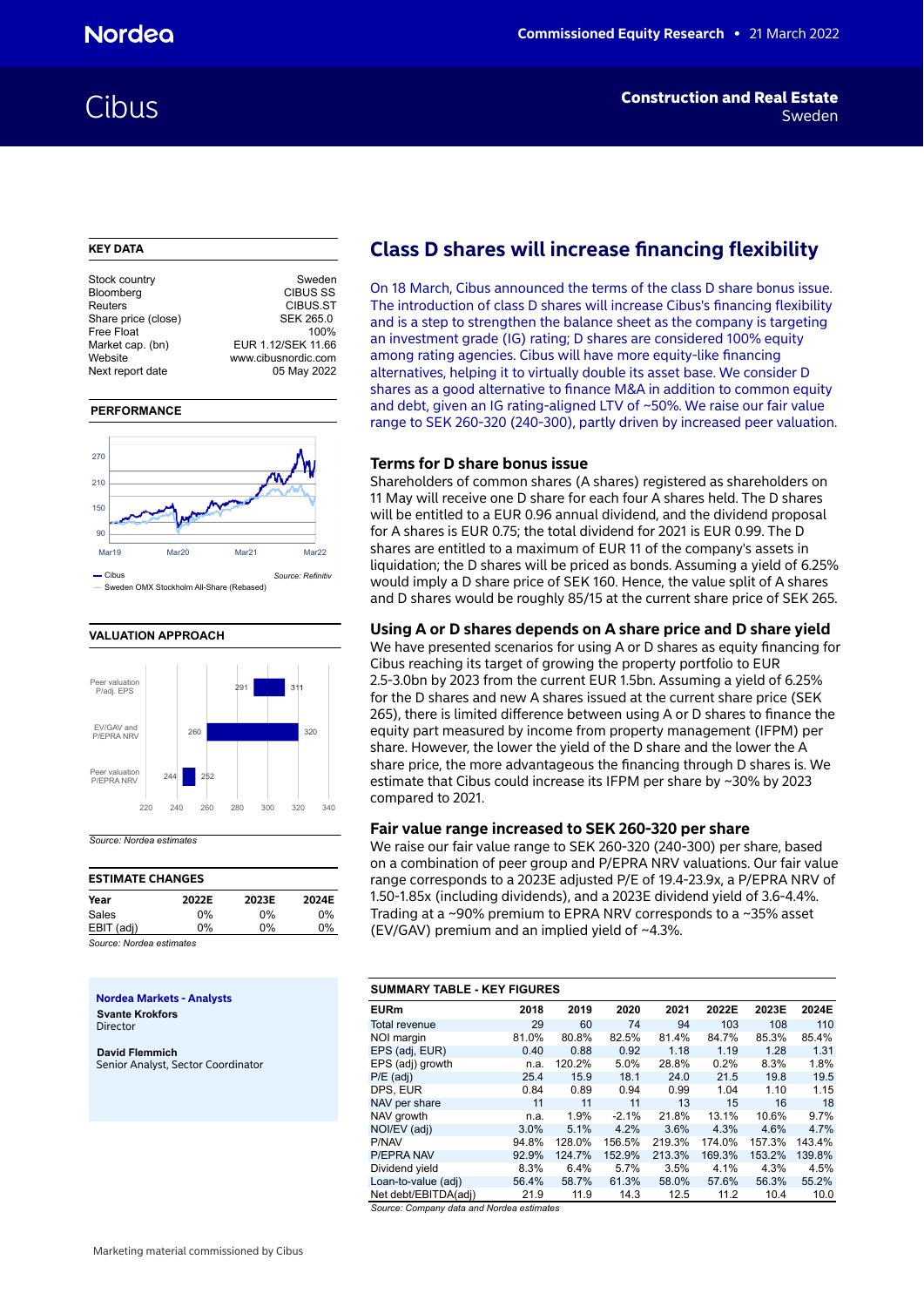# Cibus

Construction and Real Estate
Sweden

## Class D shares will increase financing flexibility

On 18 March, Cibus announced the terms of the class D share bonus issue. The introduction of class D shares will increase Cibus's financing flexibility and is a step to strengthen the balance sheet as the company is targeting an investment grade (IG) rating; D shares are considered 100% equity among rating agencies. Cibus will have more equity-like financing alternatives, helping it to virtually double its asset base. We consider D shares as a good alternative to finance M&A in addition to common equity and debt, given an IG rating-aligned LTV of ~50%. We raise our fair value range to SEK 260-320 (240-300), partly driven by increased peer valuation.

### Terms for D share bonus issue

Shareholders of common shares (A shares) registered as shareholders on 11 May will receive one D share for each four A shares held. The D shares will be entitled to a EUR 0.96 annual dividend, and the dividend proposal for A shares is EUR 0.75; the total dividend for 2021 is EUR 0.99. The D shares are entitled to a maximum of EUR 11 of the company's assets in liquidation; the D shares will be priced as bonds. Assuming a yield of 6.25% would imply a D share price of SEK 160. Hence, the value split of A shares and D shares would be roughly 85/15 at the current share price of SEK 265.

### Using A or D shares depends on A share price and D share yield

We have presented scenarios for using A or D shares as equity financing for Cibus reaching its target of growing the property portfolio to EUR 2.5-3.0bn by 2023 from the current EUR 1.5bn. Assuming a yield of 6.25% for the D shares and new A shares issued at the current share price (SEK 265), there is limited difference between using A or D shares to finance the equity part measured by income from property management (IFPM) per share. However, the lower the yield of the D share and the lower the A share price, the more advantageous the financing through D shares is. We estimate that Cibus could increase its IFPM per share by ~30% by 2023 compared to 2021.

### Fair value range increased to SEK 260-320 per share

We raise our fair value range to SEK 260-320 (240-300) per share, based on a combination of peer group and P/EPRA NRV valuations. Our fair value range corresponds to a 2023E adjusted P/E of 19.4-23.9x, a P/EPRA NRV of 1.50-1.85x (including dividends), and a 2023E dividend yield of 3.6-4.4%. Trading at a ~90% premium to EPRA NRV corresponds to a ~35% asset (EV/GAV) premium and an implied yield of ~4.3%.

**KEY DATA**

| | |
|---|---|
| Stock country | Sweden |
| Bloomberg | CIBUS SS |
| Reuters | CIBUS.ST |
| Share price (close) | SEK 265.0 |
| Free Float | 100% |
| Market cap. (bn) | EUR 1.12/SEK 11.66 |
| Website | www.cibusnordic.com |
| Next report date | 05 May 2022 |

**PERFORMANCE**

— Cibus — Sweden OMX Stockholm All-Share (Rebased)

Source: Refinitiv

**VALUATION APPROACH**

| Approach | Low | High |
|---|---|---|
| Peer valuation P/adj. EPS | 291 | 311 |
| EV/GAV and P/EPRA NRV | 260 | 320 |
| Peer valuation P/EPRA NRV | 244 | 252 |

Source: Nordea estimates

**ESTIMATE CHANGES**

| Year | 2022E | 2023E | 2024E |
|---|---|---|---|
| Sales | 0% | 0% | 0% |
| EBIT (adj) | 0% | 0% | 0% |

Source: Nordea estimates

**Nordea Markets - Analysts**

**Svante Krokfors**
Director

**David Flemmich**
Senior Analyst, Sector Coordinator

**SUMMARY TABLE - KEY FIGURES**

| EURm | 2018 | 2019 | 2020 | 2021 | 2022E | 2023E | 2024E |
|---|---|---|---|---|---|---|---|
| Total revenue | 29 | 60 | 74 | 94 | 103 | 108 | 110 |
| NOI margin | 81.0% | 80.8% | 82.5% | 81.4% | 84.7% | 85.3% | 85.4% |
| EPS (adj, EUR) | 0.40 | 0.88 | 0.92 | 1.18 | 1.19 | 1.28 | 1.31 |
| EPS (adj) growth | n.a. | 120.2% | 5.0% | 28.8% | 0.2% | 8.3% | 1.8% |
| P/E (adj) | 25.4 | 15.9 | 18.1 | 24.0 | 21.5 | 19.8 | 19.5 |
| DPS, EUR | 0.84 | 0.89 | 0.94 | 0.99 | 1.04 | 1.10 | 1.15 |
| NAV per share | 11 | 11 | 11 | 13 | 15 | 16 | 18 |
| NAV growth | n.a. | 1.9% | -2.1% | 21.8% | 13.1% | 10.6% | 9.7% |
| NOI/EV (adj) | 3.0% | 5.1% | 4.2% | 3.6% | 4.3% | 4.6% | 4.7% |
| P/NAV | 94.8% | 128.0% | 156.5% | 219.3% | 174.0% | 157.3% | 143.4% |
| P/EPRA NAV | 92.9% | 124.7% | 152.9% | 213.3% | 169.3% | 153.2% | 139.8% |
| Dividend yield | 8.3% | 6.4% | 5.7% | 3.5% | 4.1% | 4.3% | 4.5% |
| Loan-to-value (adj) | 56.4% | 58.7% | 61.3% | 58.0% | 57.6% | 56.3% | 55.2% |
| Net debt/EBITDA(adj) | 21.9 | 11.9 | 14.3 | 12.5 | 11.2 | 10.4 | 10.0 |

Source: Company data and Nordea estimates

Marketing material commissioned by Cibus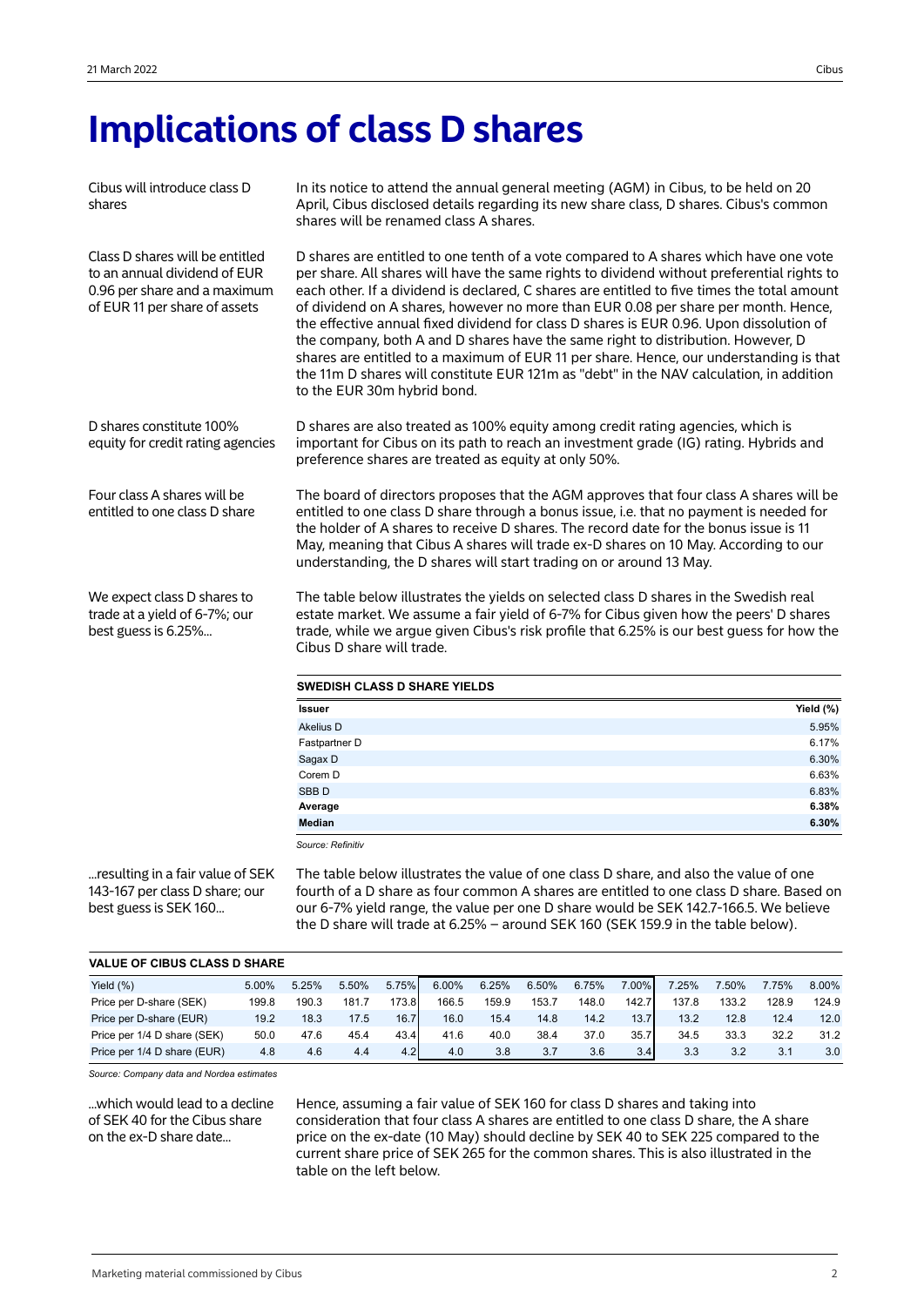# Implications of class D shares

Cibus will introduce class D shares

In its notice to attend the annual general meeting (AGM) in Cibus, to be held on 20 April, Cibus disclosed details regarding its new share class, D shares. Cibus's common shares will be renamed class A shares.

Class D shares will be entitled to an annual dividend of EUR 0.96 per share and a maximum of EUR 11 per share of assets

D shares are entitled to one tenth of a vote compared to A shares which have one vote per share. All shares will have the same rights to dividend without preferential rights to each other. If a dividend is declared, C shares are entitled to five times the total amount of dividend on A shares, however no more than EUR 0.08 per share per month. Hence, the effective annual fixed dividend for class D shares is EUR 0.96. Upon dissolution of the company, both A and D shares have the same right to distribution. However, D shares are entitled to a maximum of EUR 11 per share. Hence, our understanding is that the 11m D shares will constitute EUR 121m as "debt" in the NAV calculation, in addition to the EUR 30m hybrid bond.

D shares constitute 100% equity for credit rating agencies

D shares are also treated as 100% equity among credit rating agencies, which is important for Cibus on its path to reach an investment grade (IG) rating. Hybrids and preference shares are treated as equity at only 50%.

Four class A shares will be entitled to one class D share

The board of directors proposes that the AGM approves that four class A shares will be entitled to one class D share through a bonus issue, i.e. that no payment is needed for the holder of A shares to receive D shares. The record date for the bonus issue is 11 May, meaning that Cibus A shares will trade ex-D shares on 10 May. According to our understanding, the D shares will start trading on or around 13 May.

We expect class D shares to trade at a yield of 6-7%; our best guess is 6.25%...

The table below illustrates the yields on selected class D shares in the Swedish real estate market. We assume a fair yield of 6-7% for Cibus given how the peers' D shares trade, while we argue given Cibus's risk profile that 6.25% is our best guess for how the Cibus D share will trade.

**SWEDISH CLASS D SHARE YIELDS**

| Issuer | Yield (%) |
|---|---|
| Akelius D | 5.95% |
| Fastpartner D | 6.17% |
| Sagax D | 6.30% |
| Corem D | 6.63% |
| SBB D | 6.83% |
| **Average** | **6.38%** |
| **Median** | **6.30%** |

*Source: Refinitiv*

...resulting in a fair value of SEK 143-167 per class D share; our best guess is SEK 160...

The table below illustrates the value of one class D share, and also the value of one fourth of a D share as four common A shares are entitled to one class D share. Based on our 6-7% yield range, the value per one D share would be SEK 142.7-166.5. We believe the D share will trade at 6.25% – around SEK 160 (SEK 159.9 in the table below).

**VALUE OF CIBUS CLASS D SHARE**

| Yield (%) | 5.00% | 5.25% | 5.50% | 5.75% | 6.00% | 6.25% | 6.50% | 6.75% | 7.00% | 7.25% | 7.50% | 7.75% | 8.00% |
|---|---|---|---|---|---|---|---|---|---|---|---|---|---|
| Price per D-share (SEK) | 199.8 | 190.3 | 181.7 | 173.8 | 166.5 | 159.9 | 153.7 | 148.0 | 142.7 | 137.8 | 133.2 | 128.9 | 124.9 |
| Price per D-share (EUR) | 19.2 | 18.3 | 17.5 | 16.7 | 16.0 | 15.4 | 14.8 | 14.2 | 13.7 | 13.2 | 12.8 | 12.4 | 12.0 |
| Price per 1/4 D share (SEK) | 50.0 | 47.6 | 45.4 | 43.4 | 41.6 | 40.0 | 38.4 | 37.0 | 35.7 | 34.5 | 33.3 | 32.2 | 31.2 |
| Price per 1/4 D share (EUR) | 4.8 | 4.6 | 4.4 | 4.2 | 4.0 | 3.8 | 3.7 | 3.6 | 3.4 | 3.3 | 3.2 | 3.1 | 3.0 |

*Source: Company data and Nordea estimates*

...which would lead to a decline of SEK 40 for the Cibus share on the ex-D share date...

Hence, assuming a fair value of SEK 160 for class D shares and taking into consideration that four class A shares are entitled to one class D share, the A share price on the ex-date (10 May) should decline by SEK 40 to SEK 225 compared to the current share price of SEK 265 for the common shares. This is also illustrated in the table on the left below.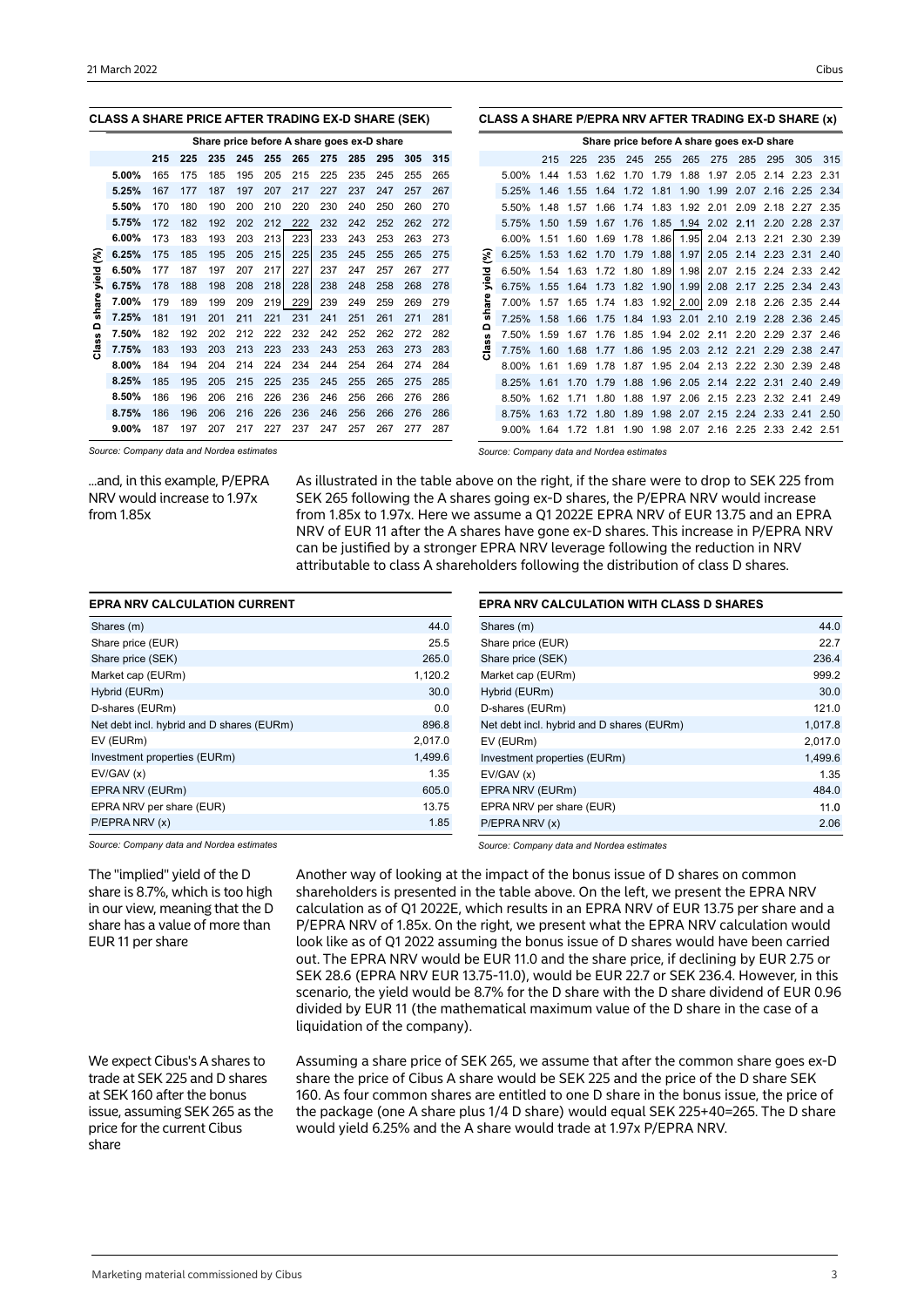**CLASS A SHARE PRICE AFTER TRADING EX-D SHARE (SEK)**

| Class D share yield (%) | Share price before A share goes ex-D share | | | | | | | | | | |
|---|---|---|---|---|---|---|---|---|---|---|---|
| | 215 | 225 | 235 | 245 | 255 | 265 | 275 | 285 | 295 | 305 | 315 |
| 5.00% | 165 | 175 | 185 | 195 | 205 | 215 | 225 | 235 | 245 | 255 | 265 |
| 5.25% | 167 | 177 | 187 | 197 | 207 | 217 | 227 | 237 | 247 | 257 | 267 |
| 5.50% | 170 | 180 | 190 | 200 | 210 | 220 | 230 | 240 | 250 | 260 | 270 |
| 5.75% | 172 | 182 | 192 | 202 | 212 | 222 | 232 | 242 | 252 | 262 | 272 |
| 6.00% | 173 | 183 | 193 | 203 | 213 | 223 | 233 | 243 | 253 | 263 | 273 |
| 6.25% | 175 | 185 | 195 | 205 | 215 | 225 | 235 | 245 | 255 | 265 | 275 |
| 6.50% | 177 | 187 | 197 | 207 | 217 | 227 | 237 | 247 | 257 | 267 | 277 |
| 6.75% | 178 | 188 | 198 | 208 | 218 | 228 | 238 | 248 | 258 | 268 | 278 |
| 7.00% | 179 | 189 | 199 | 209 | 219 | 229 | 239 | 249 | 259 | 269 | 279 |
| 7.25% | 181 | 191 | 201 | 211 | 221 | 231 | 241 | 251 | 261 | 271 | 281 |
| 7.50% | 182 | 192 | 202 | 212 | 222 | 232 | 242 | 252 | 262 | 272 | 282 |
| 7.75% | 183 | 193 | 203 | 213 | 223 | 233 | 243 | 253 | 263 | 273 | 283 |
| 8.00% | 184 | 194 | 204 | 214 | 224 | 234 | 244 | 254 | 264 | 274 | 284 |
| 8.25% | 185 | 195 | 205 | 215 | 225 | 235 | 245 | 255 | 265 | 275 | 285 |
| 8.50% | 186 | 196 | 206 | 216 | 226 | 236 | 246 | 256 | 266 | 276 | 286 |
| 8.75% | 186 | 196 | 206 | 216 | 226 | 236 | 246 | 256 | 266 | 276 | 286 |
| 9.00% | 187 | 197 | 207 | 217 | 227 | 237 | 247 | 257 | 267 | 277 | 287 |

*Source: Company data and Nordea estimates*

**CLASS A SHARE P/EPRA NRV AFTER TRADING EX-D SHARE (x)**

| Class D share yield (%) | Share price before A share goes ex-D share | | | | | | | | | | |
|---|---|---|---|---|---|---|---|---|---|---|---|
| | 215 | 225 | 235 | 245 | 255 | 265 | 275 | 285 | 295 | 305 | 315 |
| 5.00% | 1.44 | 1.53 | 1.62 | 1.70 | 1.79 | 1.88 | 1.97 | 2.05 | 2.14 | 2.23 | 2.31 |
| 5.25% | 1.46 | 1.55 | 1.64 | 1.72 | 1.81 | 1.90 | 1.99 | 2.07 | 2.16 | 2.25 | 2.34 |
| 5.50% | 1.48 | 1.57 | 1.66 | 1.74 | 1.83 | 1.92 | 2.01 | 2.09 | 2.18 | 2.27 | 2.35 |
| 5.75% | 1.50 | 1.59 | 1.67 | 1.76 | 1.85 | 1.94 | 2.02 | 2.11 | 2.20 | 2.28 | 2.37 |
| 6.00% | 1.51 | 1.60 | 1.69 | 1.78 | 1.86 | 1.95 | 2.04 | 2.13 | 2.21 | 2.30 | 2.39 |
| 6.25% | 1.53 | 1.62 | 1.70 | 1.79 | 1.88 | 1.97 | 2.05 | 2.14 | 2.23 | 2.31 | 2.40 |
| 6.50% | 1.54 | 1.63 | 1.72 | 1.80 | 1.89 | 1.98 | 2.07 | 2.15 | 2.24 | 2.33 | 2.42 |
| 6.75% | 1.55 | 1.64 | 1.73 | 1.82 | 1.90 | 1.99 | 2.08 | 2.17 | 2.25 | 2.34 | 2.43 |
| 7.00% | 1.57 | 1.65 | 1.74 | 1.83 | 1.92 | 2.00 | 2.09 | 2.18 | 2.26 | 2.35 | 2.44 |
| 7.25% | 1.58 | 1.66 | 1.75 | 1.84 | 1.93 | 2.01 | 2.10 | 2.19 | 2.28 | 2.36 | 2.45 |
| 7.50% | 1.59 | 1.67 | 1.76 | 1.85 | 1.94 | 2.02 | 2.11 | 2.20 | 2.29 | 2.37 | 2.46 |
| 7.75% | 1.60 | 1.68 | 1.77 | 1.86 | 1.95 | 2.03 | 2.12 | 2.21 | 2.29 | 2.38 | 2.47 |
| 8.00% | 1.61 | 1.69 | 1.78 | 1.87 | 1.95 | 2.04 | 2.13 | 2.22 | 2.30 | 2.39 | 2.48 |
| 8.25% | 1.61 | 1.70 | 1.79 | 1.88 | 1.96 | 2.05 | 2.14 | 2.22 | 2.31 | 2.40 | 2.49 |
| 8.50% | 1.62 | 1.71 | 1.80 | 1.88 | 1.97 | 2.06 | 2.15 | 2.23 | 2.32 | 2.41 | 2.49 |
| 8.75% | 1.63 | 1.72 | 1.80 | 1.89 | 1.98 | 2.07 | 2.15 | 2.24 | 2.33 | 2.41 | 2.50 |
| 9.00% | 1.64 | 1.72 | 1.81 | 1.90 | 1.98 | 2.07 | 2.16 | 2.25 | 2.33 | 2.42 | 2.51 |

*Source: Company data and Nordea estimates*

...and, in this example, P/EPRA NRV would increase to 1.97x from 1.85x

As illustrated in the table above on the right, if the share were to drop to SEK 225 from SEK 265 following the A shares going ex-D shares, the P/EPRA NRV would increase from 1.85x to 1.97x. Here we assume a Q1 2022E EPRA NRV of EUR 13.75 and an EPRA NRV of EUR 11 after the A shares have gone ex-D shares. This increase in P/EPRA NRV can be justified by a stronger EPRA NRV leverage following the reduction in NRV attributable to class A shareholders following the distribution of class D shares.

**EPRA NRV CALCULATION CURRENT**

| | |
|---|---|
| Shares (m) | 44.0 |
| Share price (EUR) | 25.5 |
| Share price (SEK) | 265.0 |
| Market cap (EURm) | 1,120.2 |
| Hybrid (EURm) | 30.0 |
| D-shares (EURm) | 0.0 |
| Net debt incl. hybrid and D shares (EURm) | 896.8 |
| EV (EURm) | 2,017.0 |
| Investment properties (EURm) | 1,499.6 |
| EV/GAV (x) | 1.35 |
| EPRA NRV (EURm) | 605.0 |
| EPRA NRV per share (EUR) | 13.75 |
| P/EPRA NRV (x) | 1.85 |

*Source: Company data and Nordea estimates*

**EPRA NRV CALCULATION WITH CLASS D SHARES**

| | |
|---|---|
| Shares (m) | 44.0 |
| Share price (EUR) | 22.7 |
| Share price (SEK) | 236.4 |
| Market cap (EURm) | 999.2 |
| Hybrid (EURm) | 30.0 |
| D-shares (EURm) | 121.0 |
| Net debt incl. hybrid and D shares (EURm) | 1,017.8 |
| EV (EURm) | 2,017.0 |
| Investment properties (EURm) | 1,499.6 |
| EV/GAV (x) | 1.35 |
| EPRA NRV (EURm) | 484.0 |
| EPRA NRV per share (EUR) | 11.0 |
| P/EPRA NRV (x) | 2.06 |

*Source: Company data and Nordea estimates*

The "implied" yield of the D share is 8.7%, which is too high in our view, meaning that the D share has a value of more than EUR 11 per share

Another way of looking at the impact of the bonus issue of D shares on common shareholders is presented in the table above. On the left, we present the EPRA NRV calculation as of Q1 2022E, which results in an EPRA NRV of EUR 13.75 per share and a P/EPRA NRV of 1.85x. On the right, we present what the EPRA NRV calculation would look like as of Q1 2022 assuming the bonus issue of D shares would have been carried out. The EPRA NRV would be EUR 11.0 and the share price, if declining by EUR 2.75 or SEK 28.6 (EPRA NRV EUR 13.75-11.0), would be EUR 22.7 or SEK 236.4. However, in this scenario, the yield would be 8.7% for the D share with the D share dividend of EUR 0.96 divided by EUR 11 (the mathematical maximum value of the D share in the case of a liquidation of the company).

We expect Cibus's A shares to trade at SEK 225 and D shares at SEK 160 after the bonus issue, assuming SEK 265 as the price for the current Cibus share

Assuming a share price of SEK 265, we assume that after the common share goes ex-D share the price of Cibus A share would be SEK 225 and the price of the D share SEK 160. As four common shares are entitled to one D share in the bonus issue, the price of the package (one A share plus 1/4 D share) would equal SEK 225+40=265. The D share would yield 6.25% and the A share would trade at 1.97x P/EPRA NRV.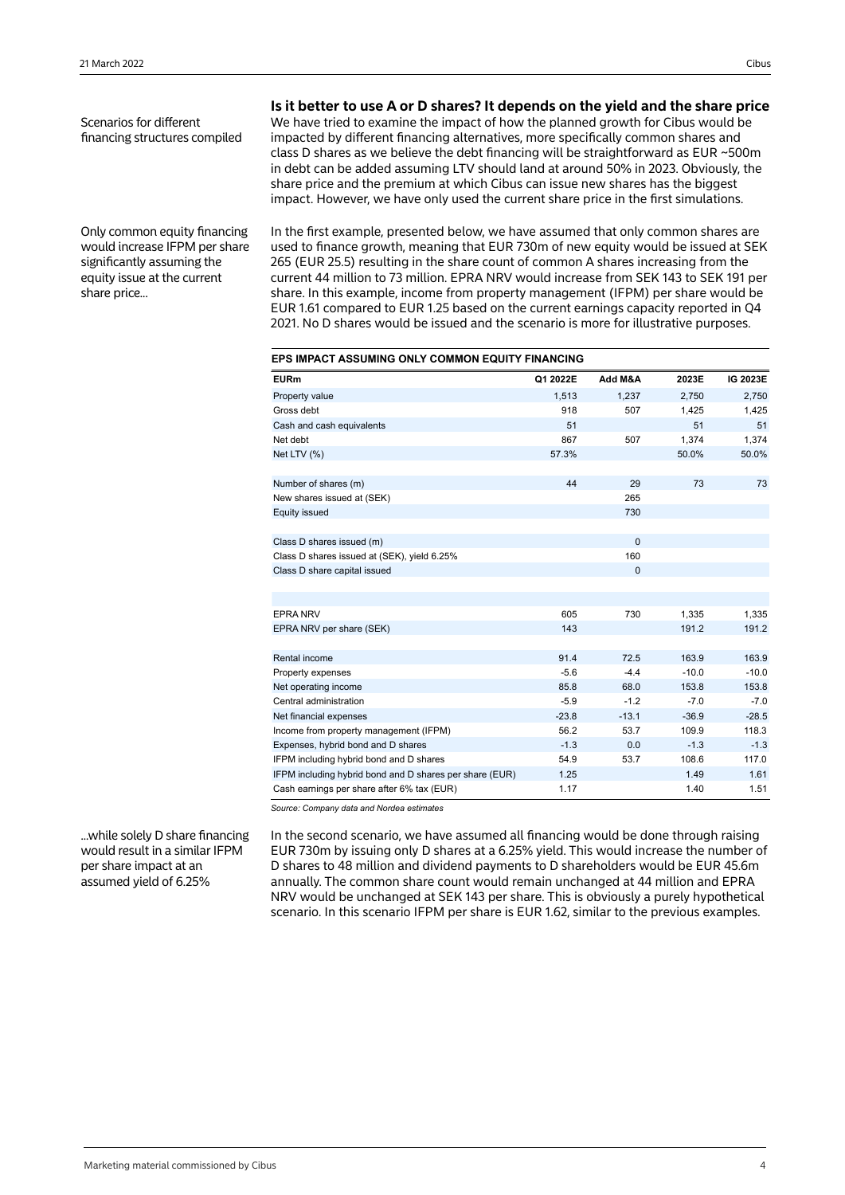Scenarios for different financing structures compiled

## Is it better to use A or D shares? It depends on the yield and the share price

We have tried to examine the impact of how the planned growth for Cibus would be impacted by different financing alternatives, more specifically common shares and class D shares as we believe the debt financing will be straightforward as EUR ~500m in debt can be added assuming LTV should land at around 50% in 2023. Obviously, the share price and the premium at which Cibus can issue new shares has the biggest impact. However, we have only used the current share price in the first simulations.

Only common equity financing would increase IFPM per share significantly assuming the equity issue at the current share price...

In the first example, presented below, we have assumed that only common shares are used to finance growth, meaning that EUR 730m of new equity would be issued at SEK 265 (EUR 25.5) resulting in the share count of common A shares increasing from the current 44 million to 73 million. EPRA NRV would increase from SEK 143 to SEK 191 per share. In this example, income from property management (IFPM) per share would be EUR 1.61 compared to EUR 1.25 based on the current earnings capacity reported in Q4 2021. No D shares would be issued and the scenario is more for illustrative purposes.

**EPS IMPACT ASSUMING ONLY COMMON EQUITY FINANCING**

| EURm | Q1 2022E | Add M&A | 2023E | IG 2023E |
|---|---|---|---|---|
| Property value | 1,513 | 1,237 | 2,750 | 2,750 |
| Gross debt | 918 | 507 | 1,425 | 1,425 |
| Cash and cash equivalents | 51 | | 51 | 51 |
| Net debt | 867 | 507 | 1,374 | 1,374 |
| Net LTV (%) | 57.3% | | 50.0% | 50.0% |
| | | | | |
| Number of shares (m) | 44 | 29 | 73 | 73 |
| New shares issued at (SEK) | | 265 | | |
| Equity issued | | 730 | | |
| | | | | |
| Class D shares issued (m) | | 0 | | |
| Class D shares issued at (SEK), yield 6.25% | | 160 | | |
| Class D share capital issued | | 0 | | |
| | | | | |
| EPRA NRV | 605 | 730 | 1,335 | 1,335 |
| EPRA NRV per share (SEK) | 143 | | 191.2 | 191.2 |
| | | | | |
| Rental income | 91.4 | 72.5 | 163.9 | 163.9 |
| Property expenses | -5.6 | -4.4 | -10.0 | -10.0 |
| Net operating income | 85.8 | 68.0 | 153.8 | 153.8 |
| Central administration | -5.9 | -1.2 | -7.0 | -7.0 |
| Net financial expenses | -23.8 | -13.1 | -36.9 | -28.5 |
| Income from property management (IFPM) | 56.2 | 53.7 | 109.9 | 118.3 |
| Expenses, hybrid bond and D shares | -1.3 | 0.0 | -1.3 | -1.3 |
| IFPM including hybrid bond and D shares | 54.9 | 53.7 | 108.6 | 117.0 |
| IFPM including hybrid bond and D shares per share (EUR) | 1.25 | | 1.49 | 1.61 |
| Cash earnings per share after 6% tax (EUR) | 1.17 | | 1.40 | 1.51 |

*Source: Company data and Nordea estimates*

...while solely D share financing would result in a similar IFPM per share impact at an assumed yield of 6.25%

In the second scenario, we have assumed all financing would be done through raising EUR 730m by issuing only D shares at a 6.25% yield. This would increase the number of D shares to 48 million and dividend payments to D shareholders would be EUR 45.6m annually. The common share count would remain unchanged at 44 million and EPRA NRV would be unchanged at SEK 143 per share. This is obviously a purely hypothetical scenario. In this scenario IFPM per share is EUR 1.62, similar to the previous examples.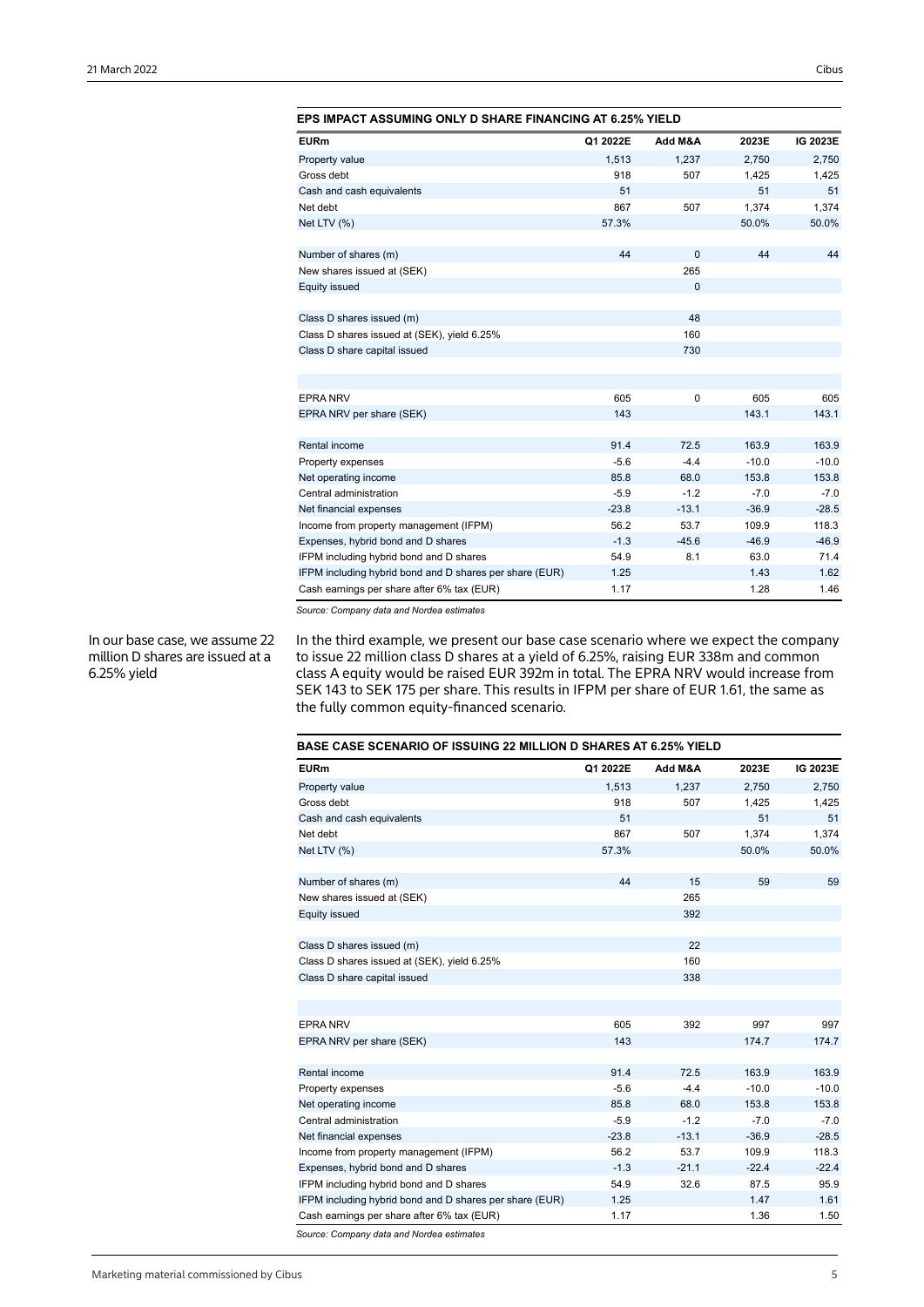**EPS IMPACT ASSUMING ONLY D SHARE FINANCING AT 6.25% YIELD**

| EURm | Q1 2022E | Add M&A | 2023E | IG 2023E |
|---|---|---|---|---|
| Property value | 1,513 | 1,237 | 2,750 | 2,750 |
| Gross debt | 918 | 507 | 1,425 | 1,425 |
| Cash and cash equivalents | 51 | | 51 | 51 |
| Net debt | 867 | 507 | 1,374 | 1,374 |
| Net LTV (%) | 57.3% | | 50.0% | 50.0% |
| | | | | |
| Number of shares (m) | 44 | 0 | 44 | 44 |
| New shares issued at (SEK) | | 265 | | |
| Equity issued | | 0 | | |
| | | | | |
| Class D shares issued (m) | | 48 | | |
| Class D shares issued at (SEK), yield 6.25% | | 160 | | |
| Class D share capital issued | | 730 | | |
| | | | | |
| EPRA NRV | 605 | 0 | 605 | 605 |
| EPRA NRV per share (SEK) | 143 | | 143.1 | 143.1 |
| | | | | |
| Rental income | 91.4 | 72.5 | 163.9 | 163.9 |
| Property expenses | -5.6 | -4.4 | -10.0 | -10.0 |
| Net operating income | 85.8 | 68.0 | 153.8 | 153.8 |
| Central administration | -5.9 | -1.2 | -7.0 | -7.0 |
| Net financial expenses | -23.8 | -13.1 | -36.9 | -28.5 |
| Income from property management (IFPM) | 56.2 | 53.7 | 109.9 | 118.3 |
| Expenses, hybrid bond and D shares | -1.3 | -45.6 | -46.9 | -46.9 |
| IFPM including hybrid bond and D shares | 54.9 | 8.1 | 63.0 | 71.4 |
| IFPM including hybrid bond and D shares per share (EUR) | 1.25 | | 1.43 | 1.62 |
| Cash earnings per share after 6% tax (EUR) | 1.17 | | 1.28 | 1.46 |

*Source: Company data and Nordea estimates*

In our base case, we assume 22 million D shares are issued at a 6.25% yield

In the third example, we present our base case scenario where we expect the company to issue 22 million class D shares at a yield of 6.25%, raising EUR 338m and common class A equity would be raised EUR 392m in total. The EPRA NRV would increase from SEK 143 to SEK 175 per share. This results in IFPM per share of EUR 1.61, the same as the fully common equity-financed scenario.

**BASE CASE SCENARIO OF ISSUING 22 MILLION D SHARES AT 6.25% YIELD**

| EURm | Q1 2022E | Add M&A | 2023E | IG 2023E |
|---|---|---|---|---|
| Property value | 1,513 | 1,237 | 2,750 | 2,750 |
| Gross debt | 918 | 507 | 1,425 | 1,425 |
| Cash and cash equivalents | 51 | | 51 | 51 |
| Net debt | 867 | 507 | 1,374 | 1,374 |
| Net LTV (%) | 57.3% | | 50.0% | 50.0% |
| | | | | |
| Number of shares (m) | 44 | 15 | 59 | 59 |
| New shares issued at (SEK) | | 265 | | |
| Equity issued | | 392 | | |
| | | | | |
| Class D shares issued (m) | | 22 | | |
| Class D shares issued at (SEK), yield 6.25% | | 160 | | |
| Class D share capital issued | | 338 | | |
| | | | | |
| EPRA NRV | 605 | 392 | 997 | 997 |
| EPRA NRV per share (SEK) | 143 | | 174.7 | 174.7 |
| | | | | |
| Rental income | 91.4 | 72.5 | 163.9 | 163.9 |
| Property expenses | -5.6 | -4.4 | -10.0 | -10.0 |
| Net operating income | 85.8 | 68.0 | 153.8 | 153.8 |
| Central administration | -5.9 | -1.2 | -7.0 | -7.0 |
| Net financial expenses | -23.8 | -13.1 | -36.9 | -28.5 |
| Income from property management (IFPM) | 56.2 | 53.7 | 109.9 | 118.3 |
| Expenses, hybrid bond and D shares | -1.3 | -21.1 | -22.4 | -22.4 |
| IFPM including hybrid bond and D shares | 54.9 | 32.6 | 87.5 | 95.9 |
| IFPM including hybrid bond and D shares per share (EUR) | 1.25 | | 1.47 | 1.61 |
| Cash earnings per share after 6% tax (EUR) | 1.17 | | 1.36 | 1.50 |

*Source: Company data and Nordea estimates*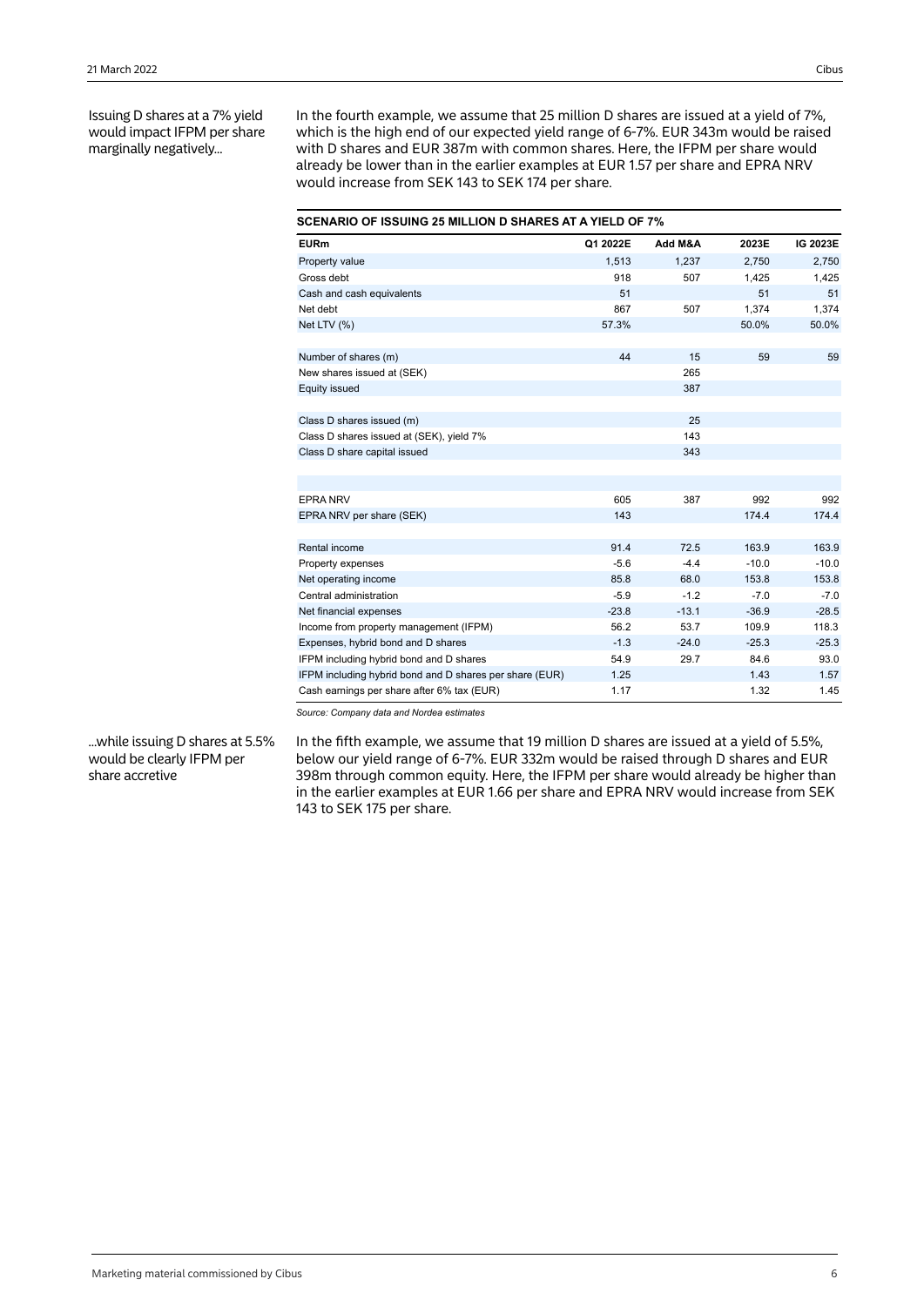Issuing D shares at a 7% yield would impact IFPM per share marginally negatively...

In the fourth example, we assume that 25 million D shares are issued at a yield of 7%, which is the high end of our expected yield range of 6-7%. EUR 343m would be raised with D shares and EUR 387m with common shares. Here, the IFPM per share would already be lower than in the earlier examples at EUR 1.57 per share and EPRA NRV would increase from SEK 143 to SEK 174 per share.

**SCENARIO OF ISSUING 25 MILLION D SHARES AT A YIELD OF 7%**

| EURm | Q1 2022E | Add M&A | 2023E | IG 2023E |
|---|---|---|---|---|
| Property value | 1,513 | 1,237 | 2,750 | 2,750 |
| Gross debt | 918 | 507 | 1,425 | 1,425 |
| Cash and cash equivalents | 51 | | 51 | 51 |
| Net debt | 867 | 507 | 1,374 | 1,374 |
| Net LTV (%) | 57.3% | | 50.0% | 50.0% |
| | | | | |
| Number of shares (m) | 44 | 15 | 59 | 59 |
| New shares issued at (SEK) | | 265 | | |
| Equity issued | | 387 | | |
| | | | | |
| Class D shares issued (m) | | 25 | | |
| Class D shares issued at (SEK), yield 7% | | 143 | | |
| Class D share capital issued | | 343 | | |
| | | | | |
| | | | | |
| EPRA NRV | 605 | 387 | 992 | 992 |
| EPRA NRV per share (SEK) | 143 | | 174.4 | 174.4 |
| | | | | |
| Rental income | 91.4 | 72.5 | 163.9 | 163.9 |
| Property expenses | -5.6 | -4.4 | -10.0 | -10.0 |
| Net operating income | 85.8 | 68.0 | 153.8 | 153.8 |
| Central administration | -5.9 | -1.2 | -7.0 | -7.0 |
| Net financial expenses | -23.8 | -13.1 | -36.9 | -28.5 |
| Income from property management (IFPM) | 56.2 | 53.7 | 109.9 | 118.3 |
| Expenses, hybrid bond and D shares | -1.3 | -24.0 | -25.3 | -25.3 |
| IFPM including hybrid bond and D shares | 54.9 | 29.7 | 84.6 | 93.0 |
| IFPM including hybrid bond and D shares per share (EUR) | 1.25 | | 1.43 | 1.57 |
| Cash earnings per share after 6% tax (EUR) | 1.17 | | 1.32 | 1.45 |

*Source: Company data and Nordea estimates*

...while issuing D shares at 5.5% would be clearly IFPM per share accretive

In the fifth example, we assume that 19 million D shares are issued at a yield of 5.5%, below our yield range of 6-7%. EUR 332m would be raised through D shares and EUR 398m through common equity. Here, the IFPM per share would already be higher than in the earlier examples at EUR 1.66 per share and EPRA NRV would increase from SEK 143 to SEK 175 per share.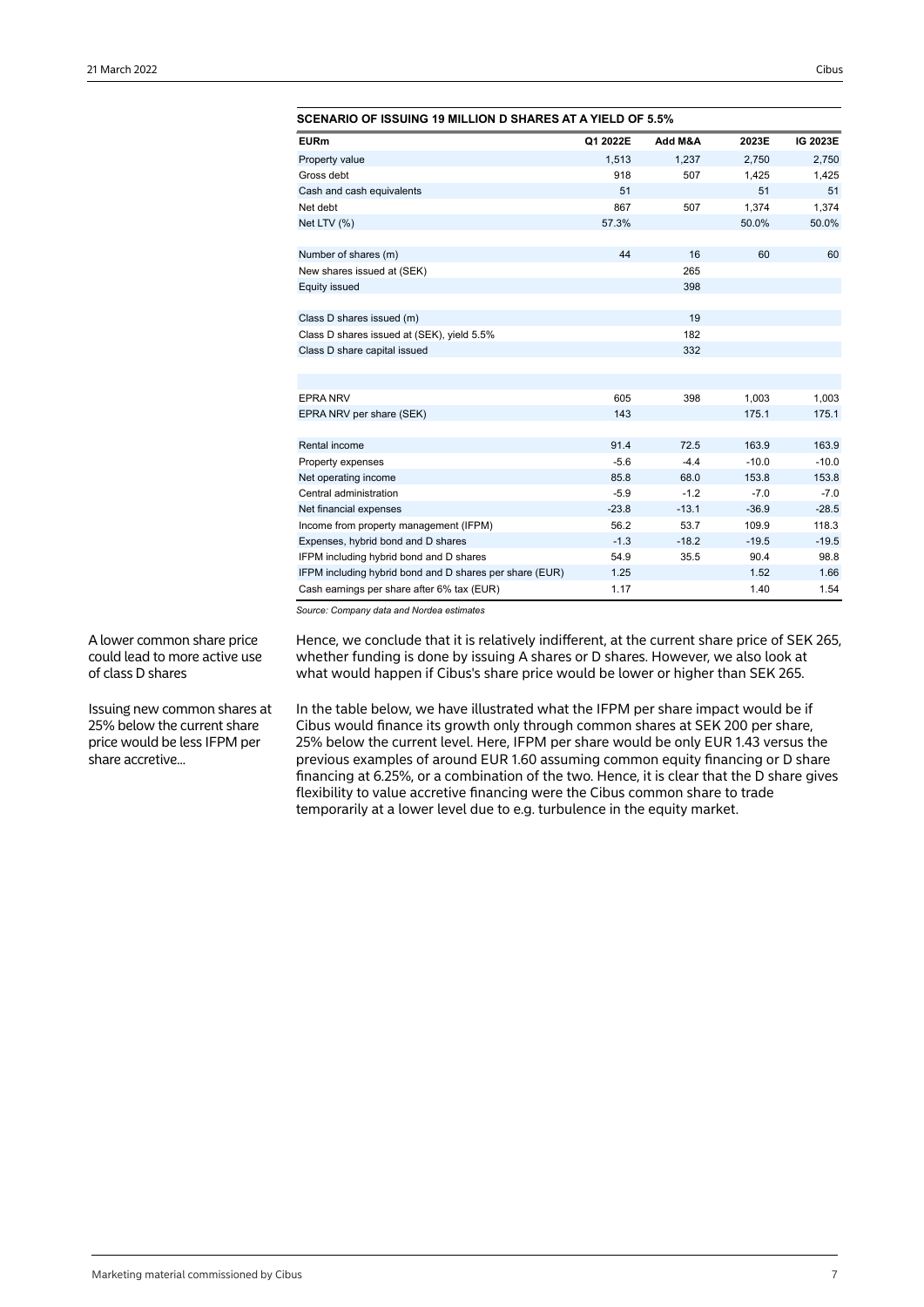**SCENARIO OF ISSUING 19 MILLION D SHARES AT A YIELD OF 5.5%**

| EURm | Q1 2022E | Add M&A | 2023E | IG 2023E |
|---|---|---|---|---|
| Property value | 1,513 | 1,237 | 2,750 | 2,750 |
| Gross debt | 918 | 507 | 1,425 | 1,425 |
| Cash and cash equivalents | 51 | | 51 | 51 |
| Net debt | 867 | 507 | 1,374 | 1,374 |
| Net LTV (%) | 57.3% | | 50.0% | 50.0% |
| | | | | |
| Number of shares (m) | 44 | 16 | 60 | 60 |
| New shares issued at (SEK) | | 265 | | |
| Equity issued | | 398 | | |
| | | | | |
| Class D shares issued (m) | | 19 | | |
| Class D shares issued at (SEK), yield 5.5% | | 182 | | |
| Class D share capital issued | | 332 | | |
| | | | | |
| EPRA NRV | 605 | 398 | 1,003 | 1,003 |
| EPRA NRV per share (SEK) | 143 | | 175.1 | 175.1 |
| | | | | |
| Rental income | 91.4 | 72.5 | 163.9 | 163.9 |
| Property expenses | -5.6 | -4.4 | -10.0 | -10.0 |
| Net operating income | 85.8 | 68.0 | 153.8 | 153.8 |
| Central administration | -5.9 | -1.2 | -7.0 | -7.0 |
| Net financial expenses | -23.8 | -13.1 | -36.9 | -28.5 |
| Income from property management (IFPM) | 56.2 | 53.7 | 109.9 | 118.3 |
| Expenses, hybrid bond and D shares | -1.3 | -18.2 | -19.5 | -19.5 |
| IFPM including hybrid bond and D shares | 54.9 | 35.5 | 90.4 | 98.8 |
| IFPM including hybrid bond and D shares per share (EUR) | 1.25 | | 1.52 | 1.66 |
| Cash earnings per share after 6% tax (EUR) | 1.17 | | 1.40 | 1.54 |

*Source: Company data and Nordea estimates*

A lower common share price could lead to more active use of class D shares

Hence, we conclude that it is relatively indifferent, at the current share price of SEK 265, whether funding is done by issuing A shares or D shares. However, we also look at what would happen if Cibus's share price would be lower or higher than SEK 265.

Issuing new common shares at 25% below the current share price would be less IFPM per share accretive...

In the table below, we have illustrated what the IFPM per share impact would be if Cibus would finance its growth only through common shares at SEK 200 per share, 25% below the current level. Here, IFPM per share would be only EUR 1.43 versus the previous examples of around EUR 1.60 assuming common equity financing or D share financing at 6.25%, or a combination of the two. Hence, it is clear that the D share gives flexibility to value accretive financing were the Cibus common share to trade temporarily at a lower level due to e.g. turbulence in the equity market.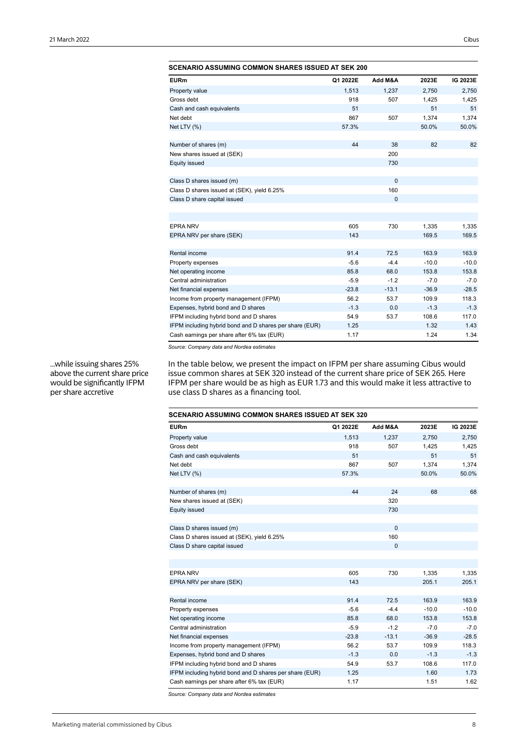**SCENARIO ASSUMING COMMON SHARES ISSUED AT SEK 200**

| EURm | Q1 2022E | Add M&A | 2023E | IG 2023E |
|---|---|---|---|---|
| Property value | 1,513 | 1,237 | 2,750 | 2,750 |
| Gross debt | 918 | 507 | 1,425 | 1,425 |
| Cash and cash equivalents | 51 | | 51 | 51 |
| Net debt | 867 | 507 | 1,374 | 1,374 |
| Net LTV (%) | 57.3% | | 50.0% | 50.0% |
| | | | | |
| Number of shares (m) | 44 | 38 | 82 | 82 |
| New shares issued at (SEK) | | 200 | | |
| Equity issued | | 730 | | |
| | | | | |
| Class D shares issued (m) | | 0 | | |
| Class D shares issued at (SEK), yield 6.25% | | 160 | | |
| Class D share capital issued | | 0 | | |
| | | | | |
| | | | | |
| EPRA NRV | 605 | 730 | 1,335 | 1,335 |
| EPRA NRV per share (SEK) | 143 | | 169.5 | 169.5 |
| | | | | |
| Rental income | 91.4 | 72.5 | 163.9 | 163.9 |
| Property expenses | -5.6 | -4.4 | -10.0 | -10.0 |
| Net operating income | 85.8 | 68.0 | 153.8 | 153.8 |
| Central administration | -5.9 | -1.2 | -7.0 | -7.0 |
| Net financial expenses | -23.8 | -13.1 | -36.9 | -28.5 |
| Income from property management (IFPM) | 56.2 | 53.7 | 109.9 | 118.3 |
| Expenses, hybrid bond and D shares | -1.3 | 0.0 | -1.3 | -1.3 |
| IFPM including hybrid bond and D shares | 54.9 | 53.7 | 108.6 | 117.0 |
| IFPM including hybrid bond and D shares per share (EUR) | 1.25 | | 1.32 | 1.43 |
| Cash earnings per share after 6% tax (EUR) | 1.17 | | 1.24 | 1.34 |

*Source: Company data and Nordea estimates*

...while issuing shares 25% above the current share price would be significantly IFPM per share accretive

In the table below, we present the impact on IFPM per share assuming Cibus would issue common shares at SEK 320 instead of the current share price of SEK 265. Here IFPM per share would be as high as EUR 1.73 and this would make it less attractive to use class D shares as a financing tool.

**SCENARIO ASSUMING COMMON SHARES ISSUED AT SEK 320**

| EURm | Q1 2022E | Add M&A | 2023E | IG 2023E |
|---|---|---|---|---|
| Property value | 1,513 | 1,237 | 2,750 | 2,750 |
| Gross debt | 918 | 507 | 1,425 | 1,425 |
| Cash and cash equivalents | 51 | | 51 | 51 |
| Net debt | 867 | 507 | 1,374 | 1,374 |
| Net LTV (%) | 57.3% | | 50.0% | 50.0% |
| | | | | |
| Number of shares (m) | 44 | 24 | 68 | 68 |
| New shares issued at (SEK) | | 320 | | |
| Equity issued | | 730 | | |
| | | | | |
| Class D shares issued (m) | | 0 | | |
| Class D shares issued at (SEK), yield 6.25% | | 160 | | |
| Class D share capital issued | | 0 | | |
| | | | | |
| | | | | |
| EPRA NRV | 605 | 730 | 1,335 | 1,335 |
| EPRA NRV per share (SEK) | 143 | | 205.1 | 205.1 |
| | | | | |
| Rental income | 91.4 | 72.5 | 163.9 | 163.9 |
| Property expenses | -5.6 | -4.4 | -10.0 | -10.0 |
| Net operating income | 85.8 | 68.0 | 153.8 | 153.8 |
| Central administration | -5.9 | -1.2 | -7.0 | -7.0 |
| Net financial expenses | -23.8 | -13.1 | -36.9 | -28.5 |
| Income from property management (IFPM) | 56.2 | 53.7 | 109.9 | 118.3 |
| Expenses, hybrid bond and D shares | -1.3 | 0.0 | -1.3 | -1.3 |
| IFPM including hybrid bond and D shares | 54.9 | 53.7 | 108.6 | 117.0 |
| IFPM including hybrid bond and D shares per share (EUR) | 1.25 | | 1.60 | 1.73 |
| Cash earnings per share after 6% tax (EUR) | 1.17 | | 1.51 | 1.62 |

*Source: Company data and Nordea estimates*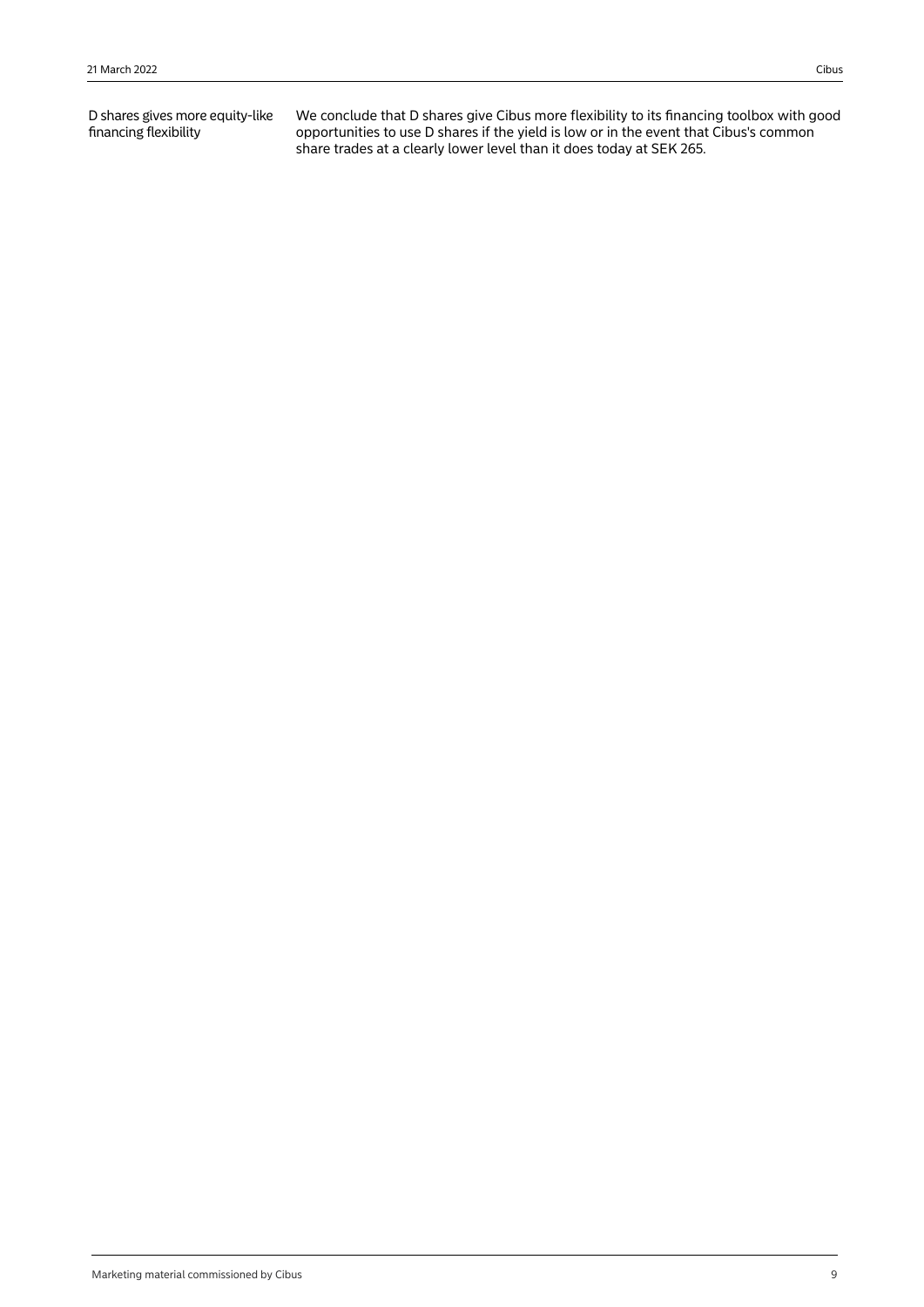**D shares gives more equity-like financing flexibility**

We conclude that D shares give Cibus more flexibility to its financing toolbox with good opportunities to use D shares if the yield is low or in the event that Cibus's common share trades at a clearly lower level than it does today at SEK 265.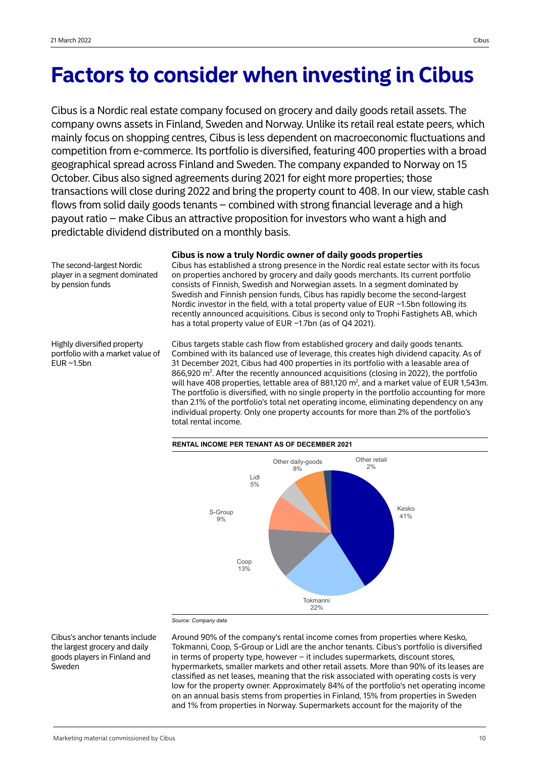# Factors to consider when investing in Cibus

Cibus is a Nordic real estate company focused on grocery and daily goods retail assets. The company owns assets in Finland, Sweden and Norway. Unlike its retail real estate peers, which mainly focus on shopping centres, Cibus is less dependent on macroeconomic fluctuations and competition from e-commerce. Its portfolio is diversified, featuring 400 properties with a broad geographical spread across Finland and Sweden. The company expanded to Norway on 15 October. Cibus also signed agreements during 2021 for eight more properties; those transactions will close during 2022 and bring the property count to 408. In our view, stable cash flows from solid daily goods tenants – combined with strong financial leverage and a high payout ratio – make Cibus an attractive proposition for investors who want a high and predictable dividend distributed on a monthly basis.

### Cibus is now a truly Nordic owner of daily goods properties

*The second-largest Nordic player in a segment dominated by pension funds*

Cibus has established a strong presence in the Nordic real estate sector with its focus on properties anchored by grocery and daily goods merchants. Its current portfolio consists of Finnish, Swedish and Norwegian assets. In a segment dominated by Swedish and Finnish pension funds, Cibus has rapidly become the second-largest Nordic investor in the field, with a total property value of EUR ~1.5bn following its recently announced acquisitions. Cibus is second only to Trophi Fastighets AB, which has a total property value of EUR ~1.7bn (as of Q4 2021).

*Highly diversified property portfolio with a market value of EUR ~1.5bn*

Cibus targets stable cash flow from established grocery and daily goods tenants. Combined with its balanced use of leverage, this creates high dividend capacity. As of 31 December 2021, Cibus had 400 properties in its portfolio with a leasable area of 866,920 m². After the recently announced acquisitions (closing in 2022), the portfolio will have 408 properties, lettable area of 881,120 m², and a market value of EUR 1,543m. The portfolio is diversified, with no single property in the portfolio accounting for more than 2.1% of the portfolio's total net operating income, eliminating dependency on any individual property. Only one property accounts for more than 2% of the portfolio's total rental income.

**RENTAL INCOME PER TENANT AS OF DECEMBER 2021**

| Tenant | Share |
|---|---|
| Kesko | 41% |
| Tokmanni | 22% |
| Coop | 13% |
| S-Group | 9% |
| Lidl | 5% |
| Other daily-goods | 8% |
| Other retail | 2% |

*Source: Company data*

*Cibus's anchor tenants include the largest grocery and daily goods players in Finland and Sweden*

Around 90% of the company's rental income comes from properties where Kesko, Tokmanni, Coop, S-Group or Lidl are the anchor tenants. Cibus's portfolio is diversified in terms of property type, however – it includes supermarkets, discount stores, hypermarkets, smaller markets and other retail assets. More than 90% of its leases are classified as net leases, meaning that the risk associated with operating costs is very low for the property owner. Approximately 84% of the portfolio's net operating income on an annual basis stems from properties in Finland, 15% from properties in Sweden and 1% from properties in Norway. Supermarkets account for the majority of the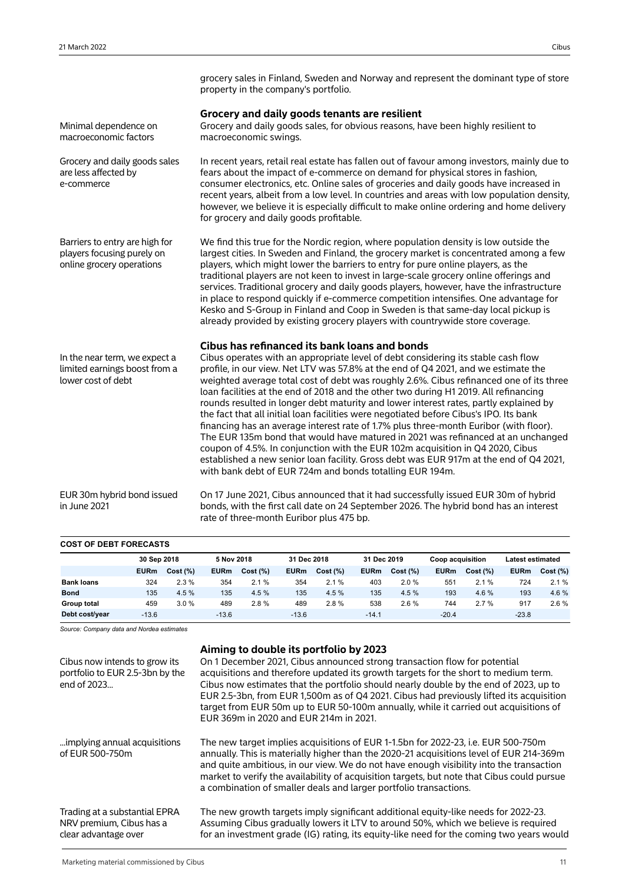grocery sales in Finland, Sweden and Norway and represent the dominant type of store property in the company's portfolio.

### Grocery and daily goods tenants are resilient

Minimal dependence on macroeconomic factors

Grocery and daily goods sales, for obvious reasons, have been highly resilient to macroeconomic swings.

Grocery and daily goods sales are less affected by e-commerce

In recent years, retail real estate has fallen out of favour among investors, mainly due to fears about the impact of e-commerce on demand for physical stores in fashion, consumer electronics, etc. Online sales of groceries and daily goods have increased in recent years, albeit from a low level. In countries and areas with low population density, however, we believe it is especially difficult to make online ordering and home delivery for grocery and daily goods profitable.

Barriers to entry are high for players focusing purely on online grocery operations

We find this true for the Nordic region, where population density is low outside the largest cities. In Sweden and Finland, the grocery market is concentrated among a few players, which might lower the barriers to entry for pure online players, as the traditional players are not keen to invest in large-scale grocery online offerings and services. Traditional grocery and daily goods players, however, have the infrastructure in place to respond quickly if e-commerce competition intensifies. One advantage for Kesko and S-Group in Finland and Coop in Sweden is that same-day local pickup is already provided by existing grocery players with countrywide store coverage.

### Cibus has refinanced its bank loans and bonds

In the near term, we expect a limited earnings boost from a lower cost of debt

Cibus operates with an appropriate level of debt considering its stable cash flow profile, in our view. Net LTV was 57.8% at the end of Q4 2021, and we estimate the weighted average total cost of debt was roughly 2.6%. Cibus refinanced one of its three loan facilities at the end of 2018 and the other two during H1 2019. All refinancing rounds resulted in longer debt maturity and lower interest rates, partly explained by the fact that all initial loan facilities were negotiated before Cibus's IPO. Its bank financing has an average interest rate of 1.7% plus three-month Euribor (with floor). The EUR 135m bond that would have matured in 2021 was refinanced at an unchanged coupon of 4.5%. In conjunction with the EUR 102m acquisition in Q4 2020, Cibus established a new senior loan facility. Gross debt was EUR 917m at the end of Q4 2021, with bank debt of EUR 724m and bonds totalling EUR 194m.

EUR 30m hybrid bond issued in June 2021

On 17 June 2021, Cibus announced that it had successfully issued EUR 30m of hybrid bonds, with the first call date on 24 September 2026. The hybrid bond has an interest rate of three-month Euribor plus 475 bp.

**COST OF DEBT FORECASTS**

| | 30 Sep 2018 | | 5 Nov 2018 | | 31 Dec 2018 | | 31 Dec 2019 | | Coop acquisition | | Latest estimated | |
|---|---|---|---|---|---|---|---|---|---|---|---|---|
| | EURm | Cost (%) | EURm | Cost (%) | EURm | Cost (%) | EURm | Cost (%) | EURm | Cost (%) | EURm | Cost (%) |
| **Bank loans** | 324 | 2.3 % | 354 | 2.1 % | 354 | 2.1 % | 403 | 2.0 % | 551 | 2.1 % | 724 | 2.1 % |
| **Bond** | 135 | 4.5 % | 135 | 4.5 % | 135 | 4.5 % | 135 | 4.5 % | 193 | 4.6 % | 193 | 4.6 % |
| **Group total** | 459 | 3.0 % | 489 | 2.8 % | 489 | 2.8 % | 538 | 2.6 % | 744 | 2.7 % | 917 | 2.6 % |
| **Debt cost/year** | -13.6 | | -13.6 | | -13.6 | | -14.1 | | -20.4 | | -23.8 | |

*Source: Company data and Nordea estimates*

### Aiming to double its portfolio by 2023

Cibus now intends to grow its portfolio to EUR 2.5-3bn by the end of 2023...

On 1 December 2021, Cibus announced strong transaction flow for potential acquisitions and therefore updated its growth targets for the short to medium term. Cibus now estimates that the portfolio should nearly double by the end of 2023, up to EUR 2.5-3bn, from EUR 1,500m as of Q4 2021. Cibus had previously lifted its acquisition target from EUR 50m up to EUR 50-100m annually, while it carried out acquisitions of EUR 369m in 2020 and EUR 214m in 2021.

...implying annual acquisitions of EUR 500-750m

The new target implies acquisitions of EUR 1-1.5bn for 2022-23, i.e. EUR 500-750m annually. This is materially higher than the 2020-21 acquisitions level of EUR 214-369m and quite ambitious, in our view. We do not have enough visibility into the transaction market to verify the availability of acquisition targets, but note that Cibus could pursue a combination of smaller deals and larger portfolio transactions.

Trading at a substantial EPRA NRV premium, Cibus has a clear advantage over

The new growth targets imply significant additional equity-like needs for 2022-23. Assuming Cibus gradually lowers it LTV to around 50%, which we believe is required for an investment grade (IG) rating, its equity-like need for the coming two years would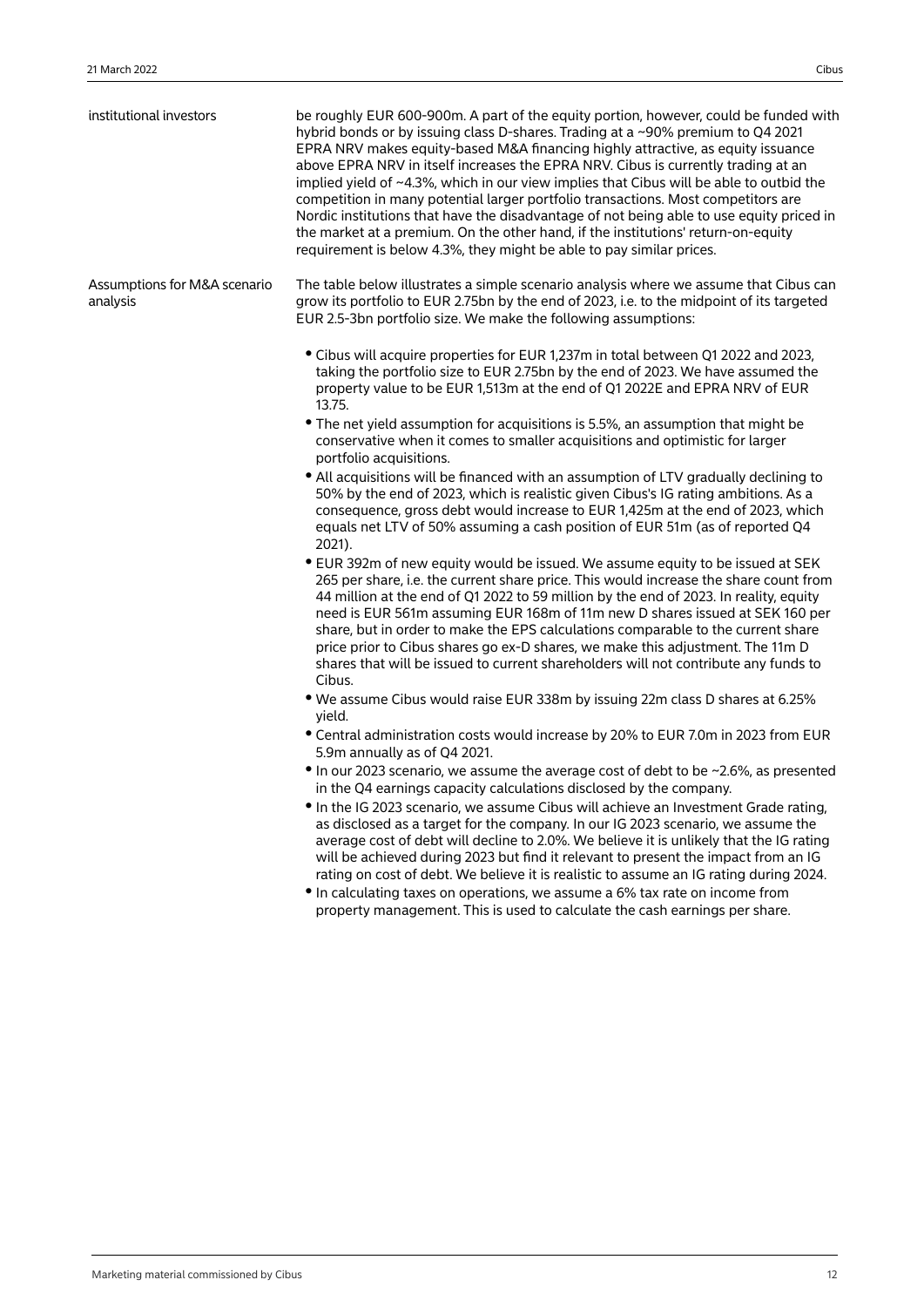**institutional investors**

be roughly EUR 600-900m. A part of the equity portion, however, could be funded with hybrid bonds or by issuing class D-shares. Trading at a ~90% premium to Q4 2021 EPRA NRV makes equity-based M&A financing highly attractive, as equity issuance above EPRA NRV in itself increases the EPRA NRV. Cibus is currently trading at an implied yield of ~4.3%, which in our view implies that Cibus will be able to outbid the competition in many potential larger portfolio transactions. Most competitors are Nordic institutions that have the disadvantage of not being able to use equity priced in the market at a premium. On the other hand, if the institutions' return-on-equity requirement is below 4.3%, they might be able to pay similar prices.

**Assumptions for M&A scenario analysis**

The table below illustrates a simple scenario analysis where we assume that Cibus can grow its portfolio to EUR 2.75bn by the end of 2023, i.e. to the midpoint of its targeted EUR 2.5-3bn portfolio size. We make the following assumptions:

- Cibus will acquire properties for EUR 1,237m in total between Q1 2022 and 2023, taking the portfolio size to EUR 2.75bn by the end of 2023. We have assumed the property value to be EUR 1,513m at the end of Q1 2022E and EPRA NRV of EUR 13.75.
- The net yield assumption for acquisitions is 5.5%, an assumption that might be conservative when it comes to smaller acquisitions and optimistic for larger portfolio acquisitions.
- All acquisitions will be financed with an assumption of LTV gradually declining to 50% by the end of 2023, which is realistic given Cibus's IG rating ambitions. As a consequence, gross debt would increase to EUR 1,425m at the end of 2023, which equals net LTV of 50% assuming a cash position of EUR 51m (as of reported Q4 2021).
- EUR 392m of new equity would be issued. We assume equity to be issued at SEK 265 per share, i.e. the current share price. This would increase the share count from 44 million at the end of Q1 2022 to 59 million by the end of 2023. In reality, equity need is EUR 561m assuming EUR 168m of 11m new D shares issued at SEK 160 per share, but in order to make the EPS calculations comparable to the current share price prior to Cibus shares go ex-D shares, we make this adjustment. The 11m D shares that will be issued to current shareholders will not contribute any funds to Cibus.
- We assume Cibus would raise EUR 338m by issuing 22m class D shares at 6.25% yield.
- Central administration costs would increase by 20% to EUR 7.0m in 2023 from EUR 5.9m annually as of Q4 2021.
- In our 2023 scenario, we assume the average cost of debt to be ~2.6%, as presented in the Q4 earnings capacity calculations disclosed by the company.
- In the IG 2023 scenario, we assume Cibus will achieve an Investment Grade rating, as disclosed as a target for the company. In our IG 2023 scenario, we assume the average cost of debt will decline to 2.0%. We believe it is unlikely that the IG rating will be achieved during 2023 but find it relevant to present the impact from an IG rating on cost of debt. We believe it is realistic to assume an IG rating during 2024.
- In calculating taxes on operations, we assume a 6% tax rate on income from property management. This is used to calculate the cash earnings per share.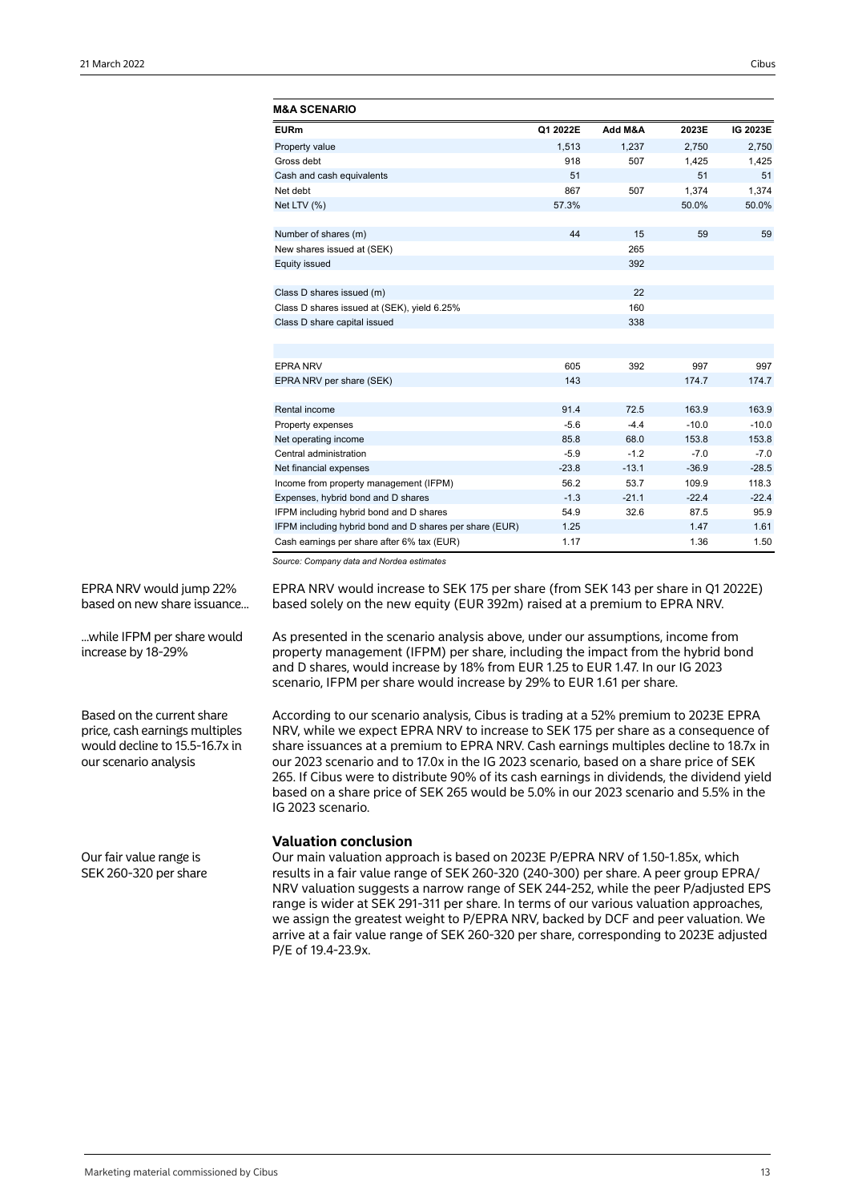**M&A SCENARIO**

| EURm | Q1 2022E | Add M&A | 2023E | IG 2023E |
|---|---|---|---|---|
| Property value | 1,513 | 1,237 | 2,750 | 2,750 |
| Gross debt | 918 | 507 | 1,425 | 1,425 |
| Cash and cash equivalents | 51 | | 51 | 51 |
| Net debt | 867 | 507 | 1,374 | 1,374 |
| Net LTV (%) | 57.3% | | 50.0% | 50.0% |
| | | | | |
| Number of shares (m) | 44 | 15 | 59 | 59 |
| New shares issued at (SEK) | | 265 | | |
| Equity issued | | 392 | | |
| | | | | |
| Class D shares issued (m) | | 22 | | |
| Class D shares issued at (SEK), yield 6.25% | | 160 | | |
| Class D share capital issued | | 338 | | |
| | | | | |
| EPRA NRV | 605 | 392 | 997 | 997 |
| EPRA NRV per share (SEK) | 143 | | 174.7 | 174.7 |
| | | | | |
| Rental income | 91.4 | 72.5 | 163.9 | 163.9 |
| Property expenses | -5.6 | -4.4 | -10.0 | -10.0 |
| Net operating income | 85.8 | 68.0 | 153.8 | 153.8 |
| Central administration | -5.9 | -1.2 | -7.0 | -7.0 |
| Net financial expenses | -23.8 | -13.1 | -36.9 | -28.5 |
| Income from property management (IFPM) | 56.2 | 53.7 | 109.9 | 118.3 |
| Expenses, hybrid bond and D shares | -1.3 | -21.1 | -22.4 | -22.4 |
| IFPM including hybrid bond and D shares | 54.9 | 32.6 | 87.5 | 95.9 |
| IFPM including hybrid bond and D shares per share (EUR) | 1.25 | | 1.47 | 1.61 |
| Cash earnings per share after 6% tax (EUR) | 1.17 | | 1.36 | 1.50 |

*Source: Company data and Nordea estimates*

EPRA NRV would jump 22% based on new share issuance...

EPRA NRV would increase to SEK 175 per share (from SEK 143 per share in Q1 2022E) based solely on the new equity (EUR 392m) raised at a premium to EPRA NRV.

...while IFPM per share would increase by 18-29%

As presented in the scenario analysis above, under our assumptions, income from property management (IFPM) per share, including the impact from the hybrid bond and D shares, would increase by 18% from EUR 1.25 to EUR 1.47. In our IG 2023 scenario, IFPM per share would increase by 29% to EUR 1.61 per share.

Based on the current share price, cash earnings multiples would decline to 15.5-16.7x in our scenario analysis

According to our scenario analysis, Cibus is trading at a 52% premium to 2023E EPRA NRV, while we expect EPRA NRV to increase to SEK 175 per share as a consequence of share issuances at a premium to EPRA NRV. Cash earnings multiples decline to 18.7x in our 2023 scenario and to 17.0x in the IG 2023 scenario, based on a share price of SEK 265. If Cibus were to distribute 90% of its cash earnings in dividends, the dividend yield based on a share price of SEK 265 would be 5.0% in our 2023 scenario and 5.5% in the IG 2023 scenario.

## Valuation conclusion

Our fair value range is SEK 260-320 per share

Our main valuation approach is based on 2023E P/EPRA NRV of 1.50-1.85x, which results in a fair value range of SEK 260-320 (240-300) per share. A peer group EPRA/NRV valuation suggests a narrow range of SEK 244-252, while the peer P/adjusted EPS range is wider at SEK 291-311 per share. In terms of our various valuation approaches, we assign the greatest weight to P/EPRA NRV, backed by DCF and peer valuation. We arrive at a fair value range of SEK 260-320 per share, corresponding to 2023E adjusted P/E of 19.4-23.9x.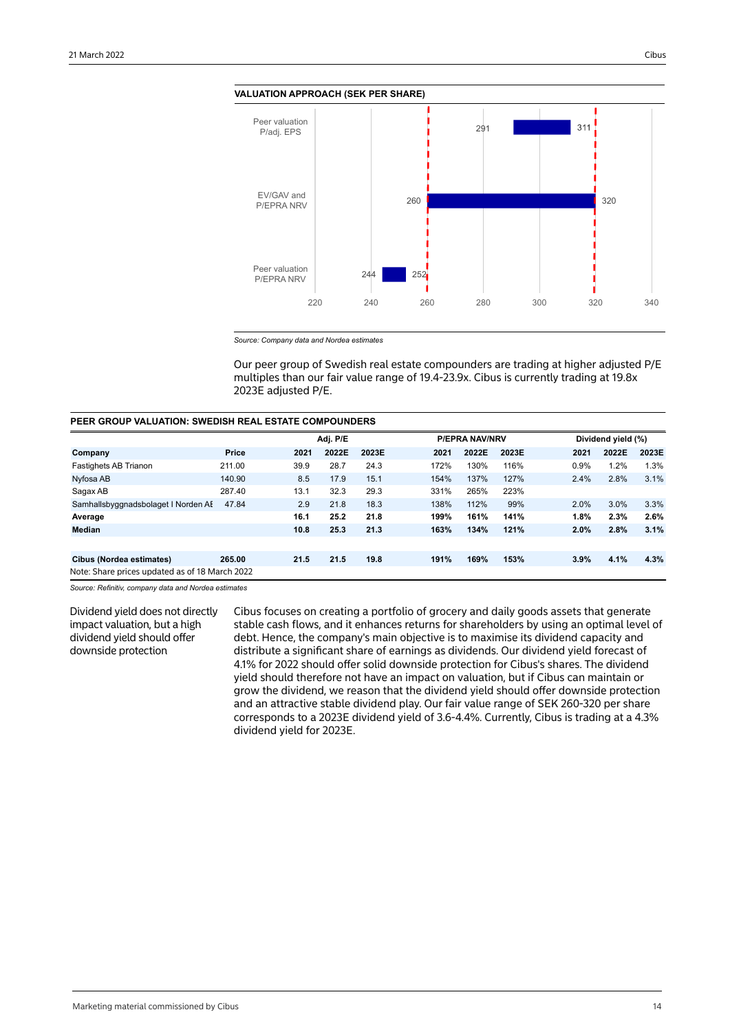**VALUATION APPROACH (SEK PER SHARE)**

| | Low | High |
|---|---|---|
| Peer valuation P/adj. EPS | 291 | 311 |
| EV/GAV and P/EPRA NRV | 260 | 320 |
| Peer valuation P/EPRA NRV | 244 | 252 |

*Source: Company data and Nordea estimates*

Our peer group of Swedish real estate compounders are trading at higher adjusted P/E multiples than our fair value range of 19.4-23.9x. Cibus is currently trading at 19.8x 2023E adjusted P/E.

**PEER GROUP VALUATION: SWEDISH REAL ESTATE COMPOUNDERS**

| | | Adj. P/E | | | P/EPRA NAV/NRV | | | Dividend yield (%) | | |
|---|---|---|---|---|---|---|---|---|---|---|
| **Company** | **Price** | **2021** | **2022E** | **2023E** | **2021** | **2022E** | **2023E** | **2021** | **2022E** | **2023E** |
| Fastighets AB Trianon | 211.00 | 39.9 | 28.7 | 24.3 | 172% | 130% | 116% | 0.9% | 1.2% | 1.3% |
| Nyfosa AB | 140.90 | 8.5 | 17.9 | 15.1 | 154% | 137% | 127% | 2.4% | 2.8% | 3.1% |
| Sagax AB | 287.40 | 13.1 | 32.3 | 29.3 | 331% | 265% | 223% | | | |
| Samhallsbyggnadsbolaget I Norden AB | 47.84 | 2.9 | 21.8 | 18.3 | 138% | 112% | 99% | 2.0% | 3.0% | 3.3% |
| **Average** | | **16.1** | **25.2** | **21.8** | **199%** | **161%** | **141%** | **1.8%** | **2.3%** | **2.6%** |
| **Median** | | **10.8** | **25.3** | **21.3** | **163%** | **134%** | **121%** | **2.0%** | **2.8%** | **3.1%** |
| | | | | | | | | | | |
| **Cibus (Nordea estimates)** | **265.00** | **21.5** | **21.5** | **19.8** | **191%** | **169%** | **153%** | **3.9%** | **4.1%** | **4.3%** |

Note: Share prices updated as of 18 March 2022

*Source: Refinitiv, company data and Nordea estimates*

Dividend yield does not directly impact valuation, but a high dividend yield should offer downside protection

Cibus focuses on creating a portfolio of grocery and daily goods assets that generate stable cash flows, and it enhances returns for shareholders by using an optimal level of debt. Hence, the company's main objective is to maximise its dividend capacity and distribute a significant share of earnings as dividends. Our dividend yield forecast of 4.1% for 2022 should offer solid downside protection for Cibus's shares. The dividend yield should therefore not have an impact on valuation, but if Cibus can maintain or grow the dividend, we reason that the dividend yield should offer downside protection and an attractive stable dividend play. Our fair value range of SEK 260-320 per share corresponds to a 2023E dividend yield of 3.6-4.4%. Currently, Cibus is trading at a 4.3% dividend yield for 2023E.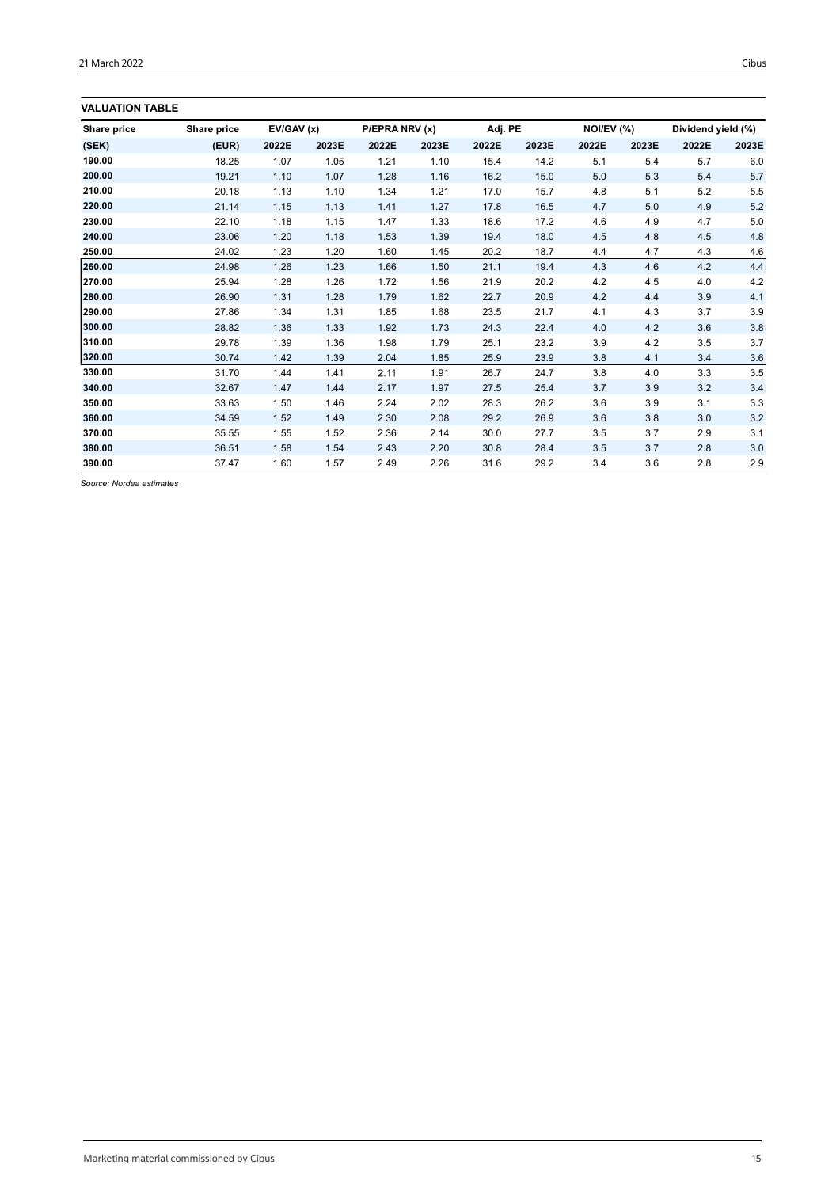**VALUATION TABLE**

| Share price | Share price | EV/GAV (x) | | P/EPRA NRV (x) | | Adj. PE | | NOI/EV (%) | | Dividend yield (%) | |
|---|---|---|---|---|---|---|---|---|---|---|---|
| (SEK) | (EUR) | 2022E | 2023E | 2022E | 2023E | 2022E | 2023E | 2022E | 2023E | 2022E | 2023E |
| 190.00 | 18.25 | 1.07 | 1.05 | 1.21 | 1.10 | 15.4 | 14.2 | 5.1 | 5.4 | 5.7 | 6.0 |
| 200.00 | 19.21 | 1.10 | 1.07 | 1.28 | 1.16 | 16.2 | 15.0 | 5.0 | 5.3 | 5.4 | 5.7 |
| 210.00 | 20.18 | 1.13 | 1.10 | 1.34 | 1.21 | 17.0 | 15.7 | 4.8 | 5.1 | 5.2 | 5.5 |
| 220.00 | 21.14 | 1.15 | 1.13 | 1.41 | 1.27 | 17.8 | 16.5 | 4.7 | 5.0 | 4.9 | 5.2 |
| 230.00 | 22.10 | 1.18 | 1.15 | 1.47 | 1.33 | 18.6 | 17.2 | 4.6 | 4.9 | 4.7 | 5.0 |
| 240.00 | 23.06 | 1.20 | 1.18 | 1.53 | 1.39 | 19.4 | 18.0 | 4.5 | 4.8 | 4.5 | 4.8 |
| 250.00 | 24.02 | 1.23 | 1.20 | 1.60 | 1.45 | 20.2 | 18.7 | 4.4 | 4.7 | 4.3 | 4.6 |
| 260.00 | 24.98 | 1.26 | 1.23 | 1.66 | 1.50 | 21.1 | 19.4 | 4.3 | 4.6 | 4.2 | 4.4 |
| 270.00 | 25.94 | 1.28 | 1.26 | 1.72 | 1.56 | 21.9 | 20.2 | 4.2 | 4.5 | 4.0 | 4.2 |
| 280.00 | 26.90 | 1.31 | 1.28 | 1.79 | 1.62 | 22.7 | 20.9 | 4.2 | 4.4 | 3.9 | 4.1 |
| 290.00 | 27.86 | 1.34 | 1.31 | 1.85 | 1.68 | 23.5 | 21.7 | 4.1 | 4.3 | 3.7 | 3.9 |
| 300.00 | 28.82 | 1.36 | 1.33 | 1.92 | 1.73 | 24.3 | 22.4 | 4.0 | 4.2 | 3.6 | 3.8 |
| 310.00 | 29.78 | 1.39 | 1.36 | 1.98 | 1.79 | 25.1 | 23.2 | 3.9 | 4.2 | 3.5 | 3.7 |
| 320.00 | 30.74 | 1.42 | 1.39 | 2.04 | 1.85 | 25.9 | 23.9 | 3.8 | 4.1 | 3.4 | 3.6 |
| 330.00 | 31.70 | 1.44 | 1.41 | 2.11 | 1.91 | 26.7 | 24.7 | 3.8 | 4.0 | 3.3 | 3.5 |
| 340.00 | 32.67 | 1.47 | 1.44 | 2.17 | 1.97 | 27.5 | 25.4 | 3.7 | 3.9 | 3.2 | 3.4 |
| 350.00 | 33.63 | 1.50 | 1.46 | 2.24 | 2.02 | 28.3 | 26.2 | 3.6 | 3.9 | 3.1 | 3.3 |
| 360.00 | 34.59 | 1.52 | 1.49 | 2.30 | 2.08 | 29.2 | 26.9 | 3.6 | 3.8 | 3.0 | 3.2 |
| 370.00 | 35.55 | 1.55 | 1.52 | 2.36 | 2.14 | 30.0 | 27.7 | 3.5 | 3.7 | 2.9 | 3.1 |
| 380.00 | 36.51 | 1.58 | 1.54 | 2.43 | 2.20 | 30.8 | 28.4 | 3.5 | 3.7 | 2.8 | 3.0 |
| 390.00 | 37.47 | 1.60 | 1.57 | 2.49 | 2.26 | 31.6 | 29.2 | 3.4 | 3.6 | 2.8 | 2.9 |

*Source: Nordea estimates*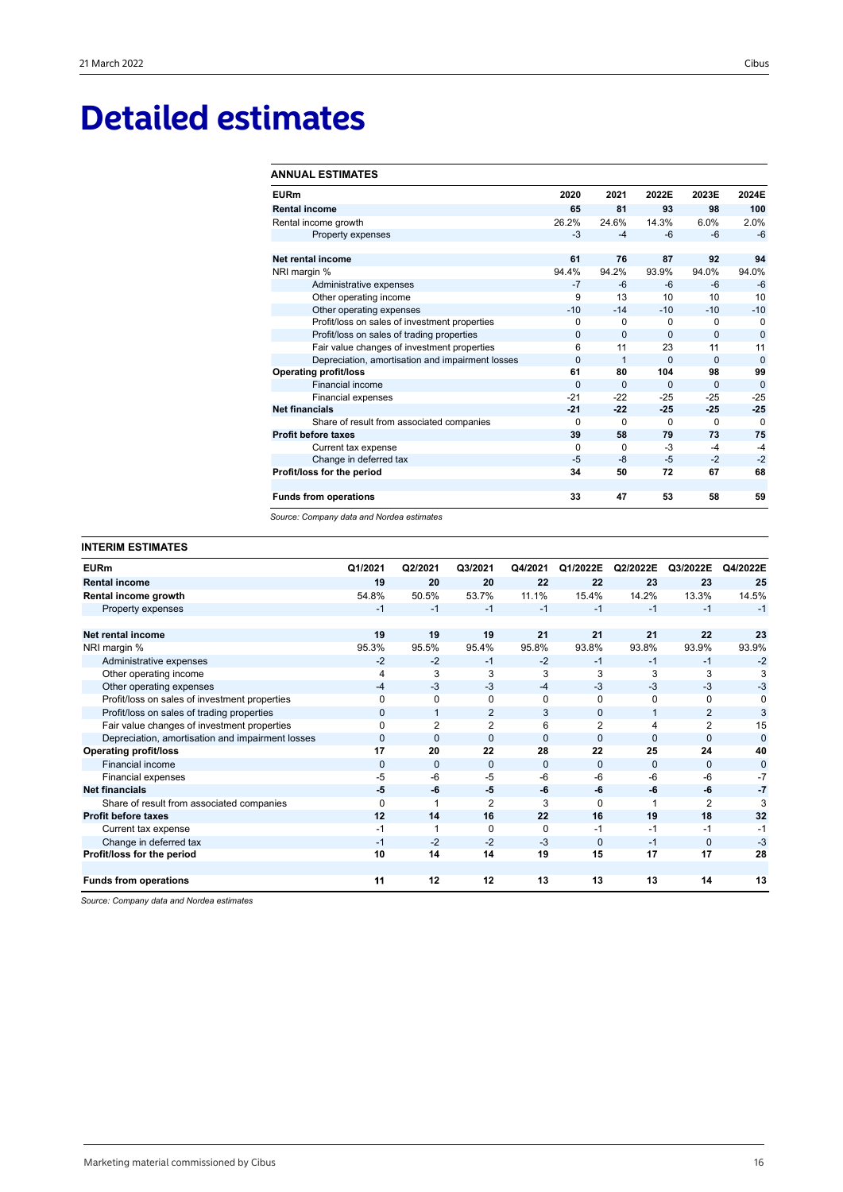# Detailed estimates

**ANNUAL ESTIMATES**

| EURm | 2020 | 2021 | 2022E | 2023E | 2024E |
|---|---|---|---|---|---|
| **Rental income** | **65** | **81** | **93** | **98** | **100** |
| Rental income growth | 26.2% | 24.6% | 14.3% | 6.0% | 2.0% |
| Property expenses | -3 | -4 | -6 | -6 | -6 |
| | | | | | |
| **Net rental income** | **61** | **76** | **87** | **92** | **94** |
| NRI margin % | 94.4% | 94.2% | 93.9% | 94.0% | 94.0% |
| Administrative expenses | -7 | -6 | -6 | -6 | -6 |
| Other operating income | 9 | 13 | 10 | 10 | 10 |
| Other operating expenses | -10 | -14 | -10 | -10 | -10 |
| Profit/loss on sales of investment properties | 0 | 0 | 0 | 0 | 0 |
| Profit/loss on sales of trading properties | 0 | 0 | 0 | 0 | 0 |
| Fair value changes of investment properties | 6 | 11 | 23 | 11 | 11 |
| Depreciation, amortisation and impairment losses | 0 | 1 | 0 | 0 | 0 |
| **Operating profit/loss** | **61** | **80** | **104** | **98** | **99** |
| Financial income | 0 | 0 | 0 | 0 | 0 |
| Financial expenses | -21 | -22 | -25 | -25 | -25 |
| **Net financials** | **-21** | **-22** | **-25** | **-25** | **-25** |
| Share of result from associated companies | 0 | 0 | 0 | 0 | 0 |
| **Profit before taxes** | **39** | **58** | **79** | **73** | **75** |
| Current tax expense | 0 | 0 | -3 | -4 | -4 |
| Change in deferred tax | -5 | -8 | -5 | -2 | -2 |
| **Profit/loss for the period** | **34** | **50** | **72** | **67** | **68** |
| | | | | | |
| **Funds from operations** | **33** | **47** | **53** | **58** | **59** |

*Source: Company data and Nordea estimates*

**INTERIM ESTIMATES**

| EURm | Q1/2021 | Q2/2021 | Q3/2021 | Q4/2021 | Q1/2022E | Q2/2022E | Q3/2022E | Q4/2022E |
|---|---|---|---|---|---|---|---|---|
| **Rental income** | **19** | **20** | **20** | **22** | **22** | **23** | **23** | **25** |
| **Rental income growth** | 54.8% | 50.5% | 53.7% | 11.1% | 15.4% | 14.2% | 13.3% | 14.5% |
| Property expenses | -1 | -1 | -1 | -1 | -1 | -1 | -1 | -1 |
| | | | | | | | | |
| **Net rental income** | **19** | **19** | **19** | **21** | **21** | **21** | **22** | **23** |
| NRI margin % | 95.3% | 95.5% | 95.4% | 95.8% | 93.8% | 93.8% | 93.9% | 93.9% |
| Administrative expenses | -2 | -2 | -1 | -2 | -1 | -1 | -1 | -2 |
| Other operating income | 4 | 3 | 3 | 3 | 3 | 3 | 3 | 3 |
| Other operating expenses | -4 | -3 | -3 | -4 | -3 | -3 | -3 | -3 |
| Profit/loss on sales of investment properties | 0 | 0 | 0 | 0 | 0 | 0 | 0 | 0 |
| Profit/loss on sales of trading properties | 0 | 1 | 2 | 3 | 0 | 1 | 2 | 3 |
| Fair value changes of investment properties | 0 | 2 | 2 | 6 | 2 | 4 | 2 | 15 |
| Depreciation, amortisation and impairment losses | 0 | 0 | 0 | 0 | 0 | 0 | 0 | 0 |
| **Operating profit/loss** | **17** | **20** | **22** | **28** | **22** | **25** | **24** | **40** |
| Financial income | 0 | 0 | 0 | 0 | 0 | 0 | 0 | 0 |
| Financial expenses | -5 | -6 | -5 | -6 | -6 | -6 | -6 | -7 |
| **Net financials** | **-5** | **-6** | **-5** | **-6** | **-6** | **-6** | **-6** | **-7** |
| Share of result from associated companies | 0 | 1 | 2 | 3 | 0 | 1 | 2 | 3 |
| **Profit before taxes** | **12** | **14** | **16** | **22** | **16** | **19** | **18** | **32** |
| Current tax expense | -1 | 1 | 0 | 0 | -1 | -1 | -1 | -1 |
| Change in deferred tax | -1 | -2 | -2 | -3 | 0 | -1 | 0 | -3 |
| **Profit/loss for the period** | **10** | **14** | **14** | **19** | **15** | **17** | **17** | **28** |
| | | | | | | | | |
| **Funds from operations** | **11** | **12** | **12** | **13** | **13** | **13** | **14** | **13** |

*Source: Company data and Nordea estimates*

Marketing material commissioned by Cibus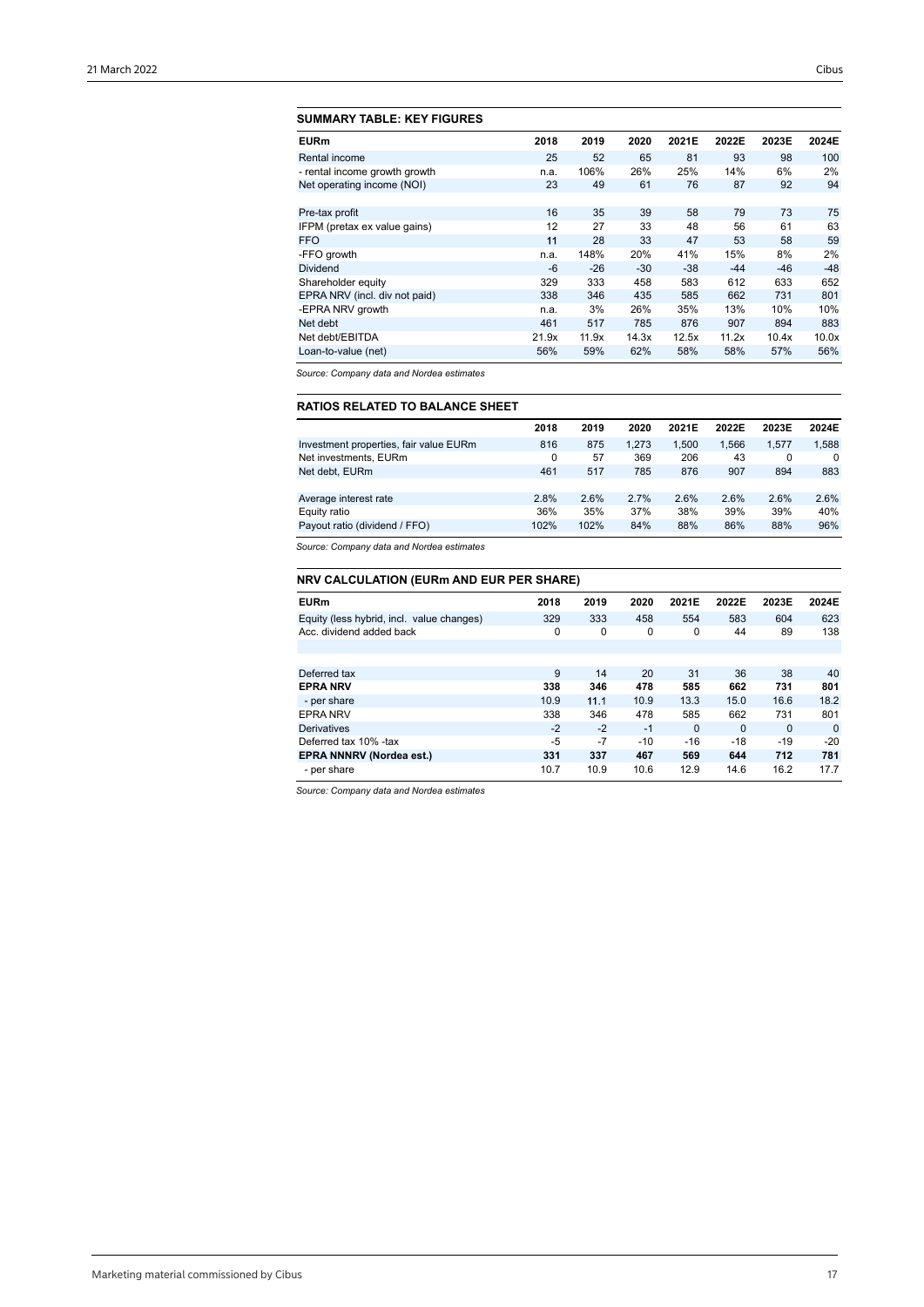### SUMMARY TABLE: KEY FIGURES

| EURm | 2018 | 2019 | 2020 | 2021E | 2022E | 2023E | 2024E |
|---|---|---|---|---|---|---|---|
| Rental income | 25 | 52 | 65 | 81 | 93 | 98 | 100 |
| - rental income growth growth | n.a. | 106% | 26% | 25% | 14% | 6% | 2% |
| Net operating income (NOI) | 23 | 49 | 61 | 76 | 87 | 92 | 94 |
| | | | | | | | |
| Pre-tax profit | 16 | 35 | 39 | 58 | 79 | 73 | 75 |
| IFPM (pretax ex value gains) | 12 | 27 | 33 | 48 | 56 | 61 | 63 |
| FFO | 11 | 28 | 33 | 47 | 53 | 58 | 59 |
| -FFO growth | n.a. | 148% | 20% | 41% | 15% | 8% | 2% |
| Dividend | -6 | -26 | -30 | -38 | -44 | -46 | -48 |
| Shareholder equity | 329 | 333 | 458 | 583 | 612 | 633 | 652 |
| EPRA NRV (incl. div not paid) | 338 | 346 | 435 | 585 | 662 | 731 | 801 |
| -EPRA NRV growth | n.a. | 3% | 26% | 35% | 13% | 10% | 10% |
| Net debt | 461 | 517 | 785 | 876 | 907 | 894 | 883 |
| Net debt/EBITDA | 21.9x | 11.9x | 14.3x | 12.5x | 11.2x | 10.4x | 10.0x |
| Loan-to-value (net) | 56% | 59% | 62% | 58% | 58% | 57% | 56% |

*Source: Company data and Nordea estimates*

### RATIOS RELATED TO BALANCE SHEET

| | 2018 | 2019 | 2020 | 2021E | 2022E | 2023E | 2024E |
|---|---|---|---|---|---|---|---|
| Investment properties, fair value EURm | 816 | 875 | 1,273 | 1,500 | 1,566 | 1,577 | 1,588 |
| Net investments, EURm | 0 | 57 | 369 | 206 | 43 | 0 | 0 |
| Net debt, EURm | 461 | 517 | 785 | 876 | 907 | 894 | 883 |
| | | | | | | | |
| Average interest rate | 2.8% | 2.6% | 2.7% | 2.6% | 2.6% | 2.6% | 2.6% |
| Equity ratio | 36% | 35% | 37% | 38% | 39% | 39% | 40% |
| Payout ratio (dividend / FFO) | 102% | 102% | 84% | 88% | 86% | 88% | 96% |

*Source: Company data and Nordea estimates*

### NRV CALCULATION (EURm AND EUR PER SHARE)

| EURm | 2018 | 2019 | 2020 | 2021E | 2022E | 2023E | 2024E |
|---|---|---|---|---|---|---|---|
| Equity (less hybrid, incl. value changes) | 329 | 333 | 458 | 554 | 583 | 604 | 623 |
| Acc. dividend added back | 0 | 0 | 0 | 0 | 44 | 89 | 138 |
| | | | | | | | |
| | | | | | | | |
| Deferred tax | 9 | 14 | 20 | 31 | 36 | 38 | 40 |
| **EPRA NRV** | **338** | **346** | **478** | **585** | **662** | **731** | **801** |
| - per share | 10.9 | 11.1 | 10.9 | 13.3 | 15.0 | 16.6 | 18.2 |
| EPRA NRV | 338 | 346 | 478 | 585 | 662 | 731 | 801 |
| Derivatives | -2 | -2 | -1 | 0 | 0 | 0 | 0 |
| Deferred tax 10% -tax | -5 | -7 | -10 | -16 | -18 | -19 | -20 |
| **EPRA NNNRV (Nordea est.)** | **331** | **337** | **467** | **569** | **644** | **712** | **781** |
| - per share | 10.7 | 10.9 | 10.6 | 12.9 | 14.6 | 16.2 | 17.7 |

*Source: Company data and Nordea estimates*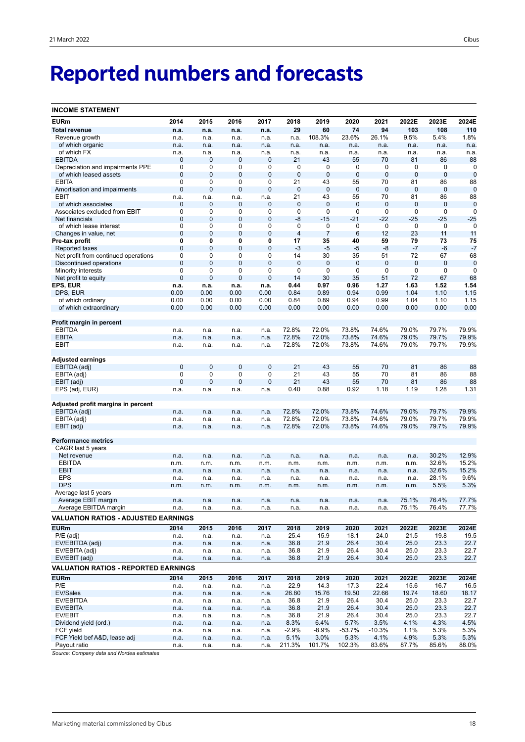# Reported numbers and forecasts

**INCOME STATEMENT**

| EURm | 2014 | 2015 | 2016 | 2017 | 2018 | 2019 | 2020 | 2021 | 2022E | 2023E | 2024E |
|---|---|---|---|---|---|---|---|---|---|---|---|
| **Total revenue** | **n.a.** | **n.a.** | **n.a.** | **n.a.** | **29** | **60** | **74** | **94** | **103** | **108** | **110** |
| Revenue growth | n.a. | n.a. | n.a. | n.a. | n.a. | 108.3% | 23.6% | 26.1% | 9.5% | 5.4% | 1.8% |
| of which organic | n.a. | n.a. | n.a. | n.a. | n.a. | n.a. | n.a. | n.a. | n.a. | n.a. | n.a. |
| of which FX | n.a. | n.a. | n.a. | n.a. | n.a. | n.a. | n.a. | n.a. | n.a. | n.a. | n.a. |
| EBITDA | 0 | 0 | 0 | 0 | 21 | 43 | 55 | 70 | 81 | 86 | 88 |
| Depreciation and impairments PPE | 0 | 0 | 0 | 0 | 0 | 0 | 0 | 0 | 0 | 0 | 0 |
| of which leased assets | 0 | 0 | 0 | 0 | 0 | 0 | 0 | 0 | 0 | 0 | 0 |
| EBITA | 0 | 0 | 0 | 0 | 21 | 43 | 55 | 70 | 81 | 86 | 88 |
| Amortisation and impairments | 0 | 0 | 0 | 0 | 0 | 0 | 0 | 0 | 0 | 0 | 0 |
| EBIT | n.a. | n.a. | n.a. | n.a. | 21 | 43 | 55 | 70 | 81 | 86 | 88 |
| of which associates | 0 | 0 | 0 | 0 | 0 | 0 | 0 | 0 | 0 | 0 | 0 |
| Associates excluded from EBIT | 0 | 0 | 0 | 0 | 0 | 0 | 0 | 0 | 0 | 0 | 0 |
| Net financials | 0 | 0 | 0 | 0 | -8 | -15 | -21 | -22 | -25 | -25 | -25 |
| of which lease interest | 0 | 0 | 0 | 0 | 0 | 0 | 0 | 0 | 0 | 0 | 0 |
| Changes in value, net | 0 | 0 | 0 | 0 | 4 | 7 | 6 | 12 | 23 | 11 | 11 |
| **Pre-tax profit** | **0** | **0** | **0** | **0** | **17** | **35** | **40** | **59** | **79** | **73** | **75** |
| Reported taxes | 0 | 0 | 0 | 0 | -3 | -5 | -5 | -8 | -7 | -6 | -7 |
| Net profit from continued operations | 0 | 0 | 0 | 0 | 14 | 30 | 35 | 51 | 72 | 67 | 68 |
| Discontinued operations | 0 | 0 | 0 | 0 | 0 | 0 | 0 | 0 | 0 | 0 | 0 |
| Minority interests | 0 | 0 | 0 | 0 | 0 | 0 | 0 | 0 | 0 | 0 | 0 |
| Net profit to equity | 0 | 0 | 0 | 0 | 14 | 30 | 35 | 51 | 72 | 67 | 68 |
| **EPS, EUR** | **n.a.** | **n.a.** | **n.a.** | **n.a.** | **0.44** | **0.97** | **0.96** | **1.27** | **1.63** | **1.52** | **1.54** |
| DPS, EUR | 0.00 | 0.00 | 0.00 | 0.00 | 0.84 | 0.89 | 0.94 | 0.99 | 1.04 | 1.10 | 1.15 |
| of which ordinary | 0.00 | 0.00 | 0.00 | 0.00 | 0.84 | 0.89 | 0.94 | 0.99 | 1.04 | 1.10 | 1.15 |
| of which extraordinary | 0.00 | 0.00 | 0.00 | 0.00 | 0.00 | 0.00 | 0.00 | 0.00 | 0.00 | 0.00 | 0.00 |
| | | | | | | | | | | | |
| **Profit margin in percent** | | | | | | | | | | | |
| EBITDA | n.a. | n.a. | n.a. | n.a. | 72.8% | 72.0% | 73.8% | 74.6% | 79.0% | 79.7% | 79.9% |
| EBITA | n.a. | n.a. | n.a. | n.a. | 72.8% | 72.0% | 73.8% | 74.6% | 79.0% | 79.7% | 79.9% |
| EBIT | n.a. | n.a. | n.a. | n.a. | 72.8% | 72.0% | 73.8% | 74.6% | 79.0% | 79.7% | 79.9% |
| | | | | | | | | | | | |
| **Adjusted earnings** | | | | | | | | | | | |
| EBITDA (adj) | 0 | 0 | 0 | 0 | 21 | 43 | 55 | 70 | 81 | 86 | 88 |
| EBITA (adj) | 0 | 0 | 0 | 0 | 21 | 43 | 55 | 70 | 81 | 86 | 88 |
| EBIT (adj) | 0 | 0 | 0 | 0 | 21 | 43 | 55 | 70 | 81 | 86 | 88 |
| EPS (adj, EUR) | n.a. | n.a. | n.a. | n.a. | 0.40 | 0.88 | 0.92 | 1.18 | 1.19 | 1.28 | 1.31 |
| | | | | | | | | | | | |
| **Adjusted profit margins in percent** | | | | | | | | | | | |
| EBITDA (adj) | n.a. | n.a. | n.a. | n.a. | 72.8% | 72.0% | 73.8% | 74.6% | 79.0% | 79.7% | 79.9% |
| EBITA (adj) | n.a. | n.a. | n.a. | n.a. | 72.8% | 72.0% | 73.8% | 74.6% | 79.0% | 79.7% | 79.9% |
| EBIT (adj) | n.a. | n.a. | n.a. | n.a. | 72.8% | 72.0% | 73.8% | 74.6% | 79.0% | 79.7% | 79.9% |
| | | | | | | | | | | | |
| **Performance metrics** | | | | | | | | | | | |
| CAGR last 5 years | | | | | | | | | | | |
| Net revenue | n.a. | n.a. | n.a. | n.a. | n.a. | n.a. | n.a. | n.a. | n.a. | 30.2% | 12.9% |
| EBITDA | n.m. | n.m. | n.m. | n.m. | n.m. | n.m. | n.m. | n.m. | n.m. | 32.6% | 15.2% |
| EBIT | n.a. | n.a. | n.a. | n.a. | n.a. | n.a. | n.a. | n.a. | n.a. | 32.6% | 15.2% |
| EPS | n.a. | n.a. | n.a. | n.a. | n.a. | n.a. | n.a. | n.a. | n.a. | 28.1% | 9.6% |
| DPS | n.m. | n.m. | n.m. | n.m. | n.m. | n.m. | n.m. | n.m. | n.m. | 5.5% | 5.3% |
| Average last 5 years | | | | | | | | | | | |
| Average EBIT margin | n.a. | n.a. | n.a. | n.a. | n.a. | n.a. | n.a. | n.a. | 75.1% | 76.4% | 77.7% |
| Average EBITDA margin | n.a. | n.a. | n.a. | n.a. | n.a. | n.a. | n.a. | n.a. | 75.1% | 76.4% | 77.7% |

**VALUATION RATIOS - ADJUSTED EARNINGS**

| EURm | 2014 | 2015 | 2016 | 2017 | 2018 | 2019 | 2020 | 2021 | 2022E | 2023E | 2024E |
|---|---|---|---|---|---|---|---|---|---|---|---|
| P/E (adj) | n.a. | n.a. | n.a. | n.a. | 25.4 | 15.9 | 18.1 | 24.0 | 21.5 | 19.8 | 19.5 |
| EV/EBITDA (adj) | n.a. | n.a. | n.a. | n.a. | 36.8 | 21.9 | 26.4 | 30.4 | 25.0 | 23.3 | 22.7 |
| EV/EBITA (adj) | n.a. | n.a. | n.a. | n.a. | 36.8 | 21.9 | 26.4 | 30.4 | 25.0 | 23.3 | 22.7 |
| EV/EBIT (adj) | n.a. | n.a. | n.a. | n.a. | 36.8 | 21.9 | 26.4 | 30.4 | 25.0 | 23.3 | 22.7 |

**VALUATION RATIOS - REPORTED EARNINGS**

| EURm | 2014 | 2015 | 2016 | 2017 | 2018 | 2019 | 2020 | 2021 | 2022E | 2023E | 2024E |
|---|---|---|---|---|---|---|---|---|---|---|---|
| P/E | n.a. | n.a. | n.a. | n.a. | 22.9 | 14.3 | 17.3 | 22.4 | 15.6 | 16.7 | 16.5 |
| EV/Sales | n.a. | n.a. | n.a. | n.a. | 26.80 | 15.76 | 19.50 | 22.66 | 19.74 | 18.60 | 18.17 |
| EV/EBITDA | n.a. | n.a. | n.a. | n.a. | 36.8 | 21.9 | 26.4 | 30.4 | 25.0 | 23.3 | 22.7 |
| EV/EBITA | n.a. | n.a. | n.a. | n.a. | 36.8 | 21.9 | 26.4 | 30.4 | 25.0 | 23.3 | 22.7 |
| EV/EBIT | n.a. | n.a. | n.a. | n.a. | 36.8 | 21.9 | 26.4 | 30.4 | 25.0 | 23.3 | 22.7 |
| Dividend yield (ord.) | n.a. | n.a. | n.a. | n.a. | 8.3% | 6.4% | 5.7% | 3.5% | 4.1% | 4.3% | 4.5% |
| FCF yield | n.a. | n.a. | n.a. | n.a. | -2.9% | -8.9% | -53.7% | -10.3% | 1.1% | 5.3% | 5.3% |
| FCF Yield bef A&D, lease adj | n.a. | n.a. | n.a. | n.a. | 5.1% | 3.0% | 5.3% | 4.1% | 4.9% | 5.3% | 5.3% |
| Payout ratio | n.a. | n.a. | n.a. | n.a. | 211.3% | 101.7% | 102.3% | 83.6% | 87.7% | 85.6% | 88.0% |

*Source: Company data and Nordea estimates*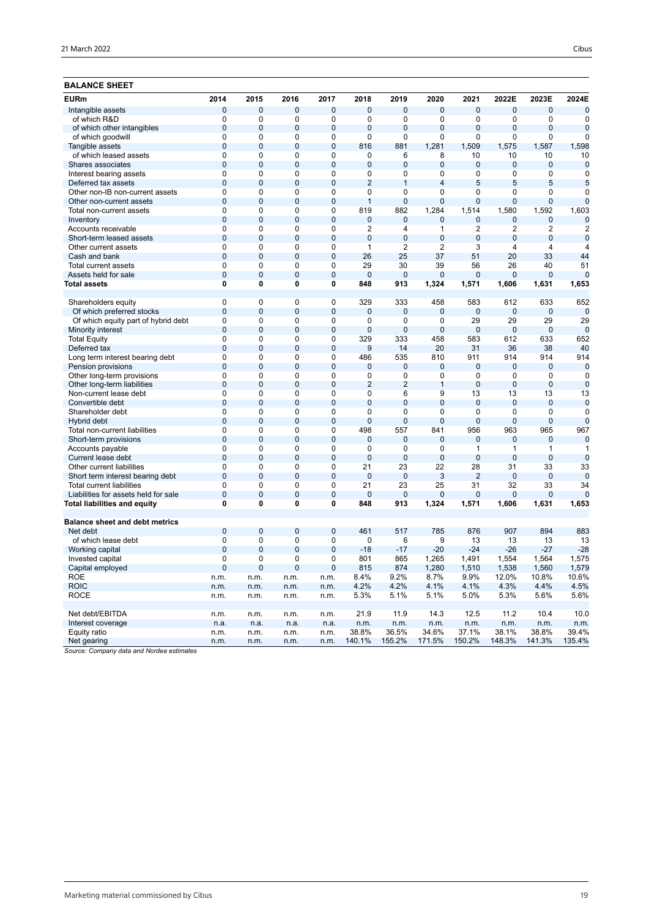## BALANCE SHEET

| EURm | 2014 | 2015 | 2016 | 2017 | 2018 | 2019 | 2020 | 2021 | 2022E | 2023E | 2024E |
|---|---|---|---|---|---|---|---|---|---|---|---|
| Intangible assets | 0 | 0 | 0 | 0 | 0 | 0 | 0 | 0 | 0 | 0 | 0 |
| of which R&D | 0 | 0 | 0 | 0 | 0 | 0 | 0 | 0 | 0 | 0 | 0 |
| of which other intangibles | 0 | 0 | 0 | 0 | 0 | 0 | 0 | 0 | 0 | 0 | 0 |
| of which goodwill | 0 | 0 | 0 | 0 | 0 | 0 | 0 | 0 | 0 | 0 | 0 |
| Tangible assets | 0 | 0 | 0 | 0 | 816 | 881 | 1,281 | 1,509 | 1,575 | 1,587 | 1,598 |
| of which leased assets | 0 | 0 | 0 | 0 | 0 | 6 | 8 | 10 | 10 | 10 | 10 |
| Shares associates | 0 | 0 | 0 | 0 | 0 | 0 | 0 | 0 | 0 | 0 | 0 |
| Interest bearing assets | 0 | 0 | 0 | 0 | 0 | 0 | 0 | 0 | 0 | 0 | 0 |
| Deferred tax assets | 0 | 0 | 0 | 0 | 2 | 1 | 4 | 5 | 5 | 5 | 5 |
| Other non-IB non-current assets | 0 | 0 | 0 | 0 | 0 | 0 | 0 | 0 | 0 | 0 | 0 |
| Other non-current assets | 0 | 0 | 0 | 0 | 1 | 0 | 0 | 0 | 0 | 0 | 0 |
| Total non-current assets | 0 | 0 | 0 | 0 | 819 | 882 | 1,284 | 1,514 | 1,580 | 1,592 | 1,603 |
| Inventory | 0 | 0 | 0 | 0 | 0 | 0 | 0 | 0 | 0 | 0 | 0 |
| Accounts receivable | 0 | 0 | 0 | 0 | 2 | 4 | 1 | 2 | 2 | 2 | 2 |
| Short-term leased assets | 0 | 0 | 0 | 0 | 0 | 0 | 0 | 0 | 0 | 0 | 0 |
| Other current assets | 0 | 0 | 0 | 0 | 1 | 2 | 2 | 3 | 4 | 4 | 4 |
| Cash and bank | 0 | 0 | 0 | 0 | 26 | 25 | 37 | 51 | 20 | 33 | 44 |
| Total current assets | 0 | 0 | 0 | 0 | 29 | 30 | 39 | 56 | 26 | 40 | 51 |
| Assets held for sale | 0 | 0 | 0 | 0 | 0 | 0 | 0 | 0 | 0 | 0 | 0 |
| **Total assets** | **0** | **0** | **0** | **0** | **848** | **913** | **1,324** | **1,571** | **1,606** | **1,631** | **1,653** |
| | | | | | | | | | | | |
| Shareholders equity | 0 | 0 | 0 | 0 | 329 | 333 | 458 | 583 | 612 | 633 | 652 |
| Of which preferred stocks | 0 | 0 | 0 | 0 | 0 | 0 | 0 | 0 | 0 | 0 | 0 |
| Of which equity part of hybrid debt | 0 | 0 | 0 | 0 | 0 | 0 | 0 | 29 | 29 | 29 | 29 |
| Minority interest | 0 | 0 | 0 | 0 | 0 | 0 | 0 | 0 | 0 | 0 | 0 |
| Total Equity | 0 | 0 | 0 | 0 | 329 | 333 | 458 | 583 | 612 | 633 | 652 |
| Deferred tax | 0 | 0 | 0 | 0 | 9 | 14 | 20 | 31 | 36 | 38 | 40 |
| Long term interest bearing debt | 0 | 0 | 0 | 0 | 486 | 535 | 810 | 911 | 914 | 914 | 914 |
| Pension provisions | 0 | 0 | 0 | 0 | 0 | 0 | 0 | 0 | 0 | 0 | 0 |
| Other long-term provisions | 0 | 0 | 0 | 0 | 0 | 0 | 0 | 0 | 0 | 0 | 0 |
| Other long-term liabilities | 0 | 0 | 0 | 0 | 2 | 2 | 1 | 0 | 0 | 0 | 0 |
| Non-current lease debt | 0 | 0 | 0 | 0 | 0 | 6 | 9 | 13 | 13 | 13 | 13 |
| Convertible debt | 0 | 0 | 0 | 0 | 0 | 0 | 0 | 0 | 0 | 0 | 0 |
| Shareholder debt | 0 | 0 | 0 | 0 | 0 | 0 | 0 | 0 | 0 | 0 | 0 |
| Hybrid debt | 0 | 0 | 0 | 0 | 0 | 0 | 0 | 0 | 0 | 0 | 0 |
| Total non-current liabilities | 0 | 0 | 0 | 0 | 498 | 557 | 841 | 956 | 963 | 965 | 967 |
| Short-term provisions | 0 | 0 | 0 | 0 | 0 | 0 | 0 | 0 | 0 | 0 | 0 |
| Accounts payable | 0 | 0 | 0 | 0 | 0 | 0 | 0 | 1 | 1 | 1 | 1 |
| Current lease debt | 0 | 0 | 0 | 0 | 0 | 0 | 0 | 0 | 0 | 0 | 0 |
| Other current liabilities | 0 | 0 | 0 | 0 | 21 | 23 | 22 | 28 | 31 | 33 | 33 |
| Short term interest bearing debt | 0 | 0 | 0 | 0 | 0 | 0 | 3 | 2 | 0 | 0 | 0 |
| Total current liabilities | 0 | 0 | 0 | 0 | 21 | 23 | 25 | 31 | 32 | 33 | 34 |
| Liabilities for assets held for sale | 0 | 0 | 0 | 0 | 0 | 0 | 0 | 0 | 0 | 0 | 0 |
| **Total liabilities and equity** | **0** | **0** | **0** | **0** | **848** | **913** | **1,324** | **1,571** | **1,606** | **1,631** | **1,653** |
| | | | | | | | | | | | |
| **Balance sheet and debt metrics** | | | | | | | | | | | |
| Net debt | 0 | 0 | 0 | 0 | 461 | 517 | 785 | 876 | 907 | 894 | 883 |
| of which lease debt | 0 | 0 | 0 | 0 | 0 | 6 | 9 | 13 | 13 | 13 | 13 |
| Working capital | 0 | 0 | 0 | 0 | -18 | -17 | -20 | -24 | -26 | -27 | -28 |
| Invested capital | 0 | 0 | 0 | 0 | 801 | 865 | 1,265 | 1,491 | 1,554 | 1,564 | 1,575 |
| Capital employed | 0 | 0 | 0 | 0 | 815 | 874 | 1,280 | 1,510 | 1,538 | 1,560 | 1,579 |
| ROE | n.m. | n.m. | n.m. | n.m. | 8.4% | 9.2% | 8.7% | 9.9% | 12.0% | 10.8% | 10.6% |
| ROIC | n.m. | n.m. | n.m. | n.m. | 4.2% | 4.2% | 4.1% | 4.1% | 4.3% | 4.4% | 4.5% |
| ROCE | n.m. | n.m. | n.m. | n.m. | 5.3% | 5.1% | 5.1% | 5.0% | 5.3% | 5.6% | 5.6% |
| | | | | | | | | | | | |
| Net debt/EBITDA | n.m. | n.m. | n.m. | n.m. | 21.9 | 11.9 | 14.3 | 12.5 | 11.2 | 10.4 | 10.0 |
| Interest coverage | n.a. | n.a. | n.a. | n.a. | n.m. | n.m. | n.m. | n.m. | n.m. | n.m. | n.m. |
| Equity ratio | n.m. | n.m. | n.m. | n.m. | 38.8% | 36.5% | 34.6% | 37.1% | 38.1% | 38.8% | 39.4% |
| Net gearing | n.m. | n.m. | n.m. | n.m. | 140.1% | 155.2% | 171.5% | 150.2% | 148.3% | 141.3% | 135.4% |

*Source: Company data and Nordea estimates*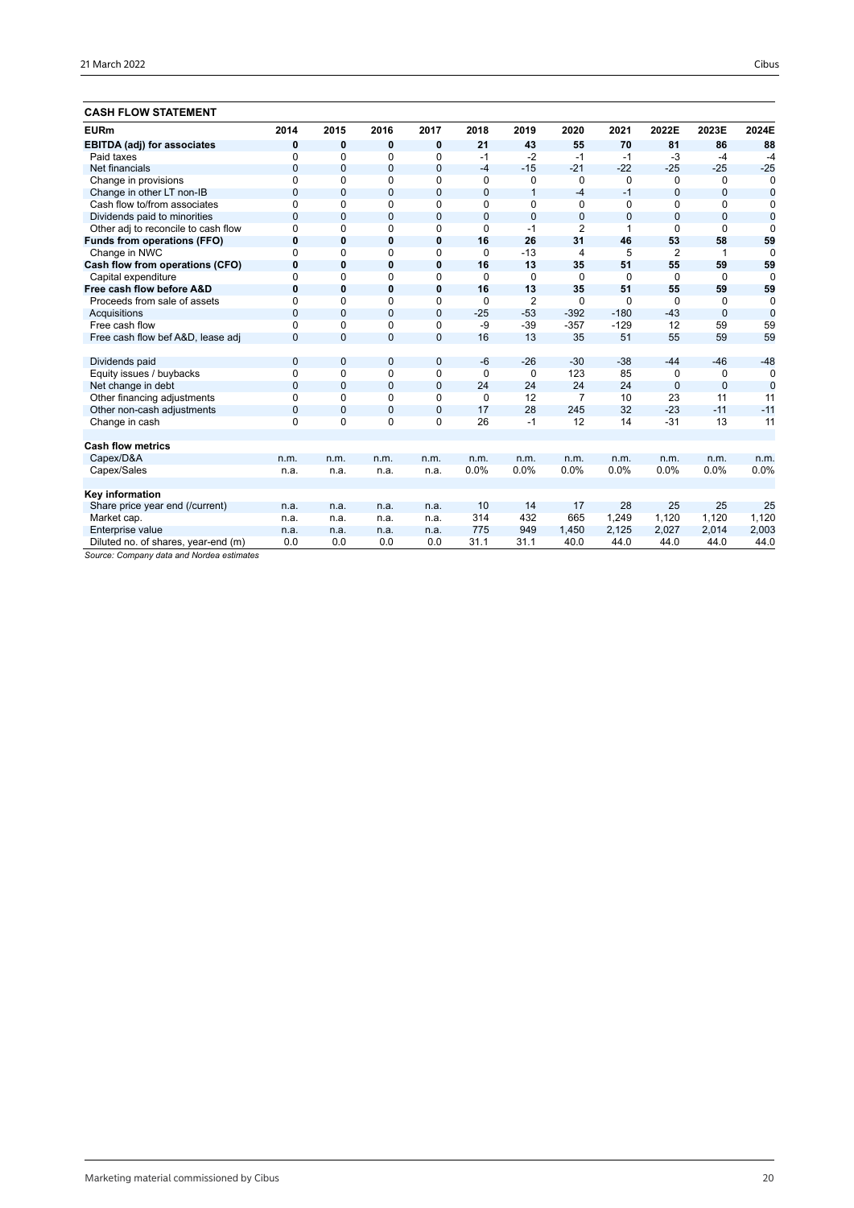## CASH FLOW STATEMENT

| EURm | 2014 | 2015 | 2016 | 2017 | 2018 | 2019 | 2020 | 2021 | 2022E | 2023E | 2024E |
|---|---|---|---|---|---|---|---|---|---|---|---|
| **EBITDA (adj) for associates** | **0** | **0** | **0** | **0** | **21** | **43** | **55** | **70** | **81** | **86** | **88** |
| Paid taxes | 0 | 0 | 0 | 0 | -1 | -2 | -1 | -1 | -3 | -4 | -4 |
| Net financials | 0 | 0 | 0 | 0 | -4 | -15 | -21 | -22 | -25 | -25 | -25 |
| Change in provisions | 0 | 0 | 0 | 0 | 0 | 0 | 0 | 0 | 0 | 0 | 0 |
| Change in other LT non-IB | 0 | 0 | 0 | 0 | 0 | 1 | -4 | -1 | 0 | 0 | 0 |
| Cash flow to/from associates | 0 | 0 | 0 | 0 | 0 | 0 | 0 | 0 | 0 | 0 | 0 |
| Dividends paid to minorities | 0 | 0 | 0 | 0 | 0 | 0 | 0 | 0 | 0 | 0 | 0 |
| Other adj to reconcile to cash flow | 0 | 0 | 0 | 0 | 0 | -1 | 2 | 1 | 0 | 0 | 0 |
| **Funds from operations (FFO)** | **0** | **0** | **0** | **0** | **16** | **26** | **31** | **46** | **53** | **58** | **59** |
| Change in NWC | 0 | 0 | 0 | 0 | 0 | -13 | 4 | 5 | 2 | 1 | 0 |
| **Cash flow from operations (CFO)** | **0** | **0** | **0** | **0** | **16** | **13** | **35** | **51** | **55** | **59** | **59** |
| Capital expenditure | 0 | 0 | 0 | 0 | 0 | 0 | 0 | 0 | 0 | 0 | 0 |
| **Free cash flow before A&D** | **0** | **0** | **0** | **0** | **16** | **13** | **35** | **51** | **55** | **59** | **59** |
| Proceeds from sale of assets | 0 | 0 | 0 | 0 | 0 | 2 | 0 | 0 | 0 | 0 | 0 |
| Acquisitions | 0 | 0 | 0 | 0 | -25 | -53 | -392 | -180 | -43 | 0 | 0 |
| Free cash flow | 0 | 0 | 0 | 0 | -9 | -39 | -357 | -129 | 12 | 59 | 59 |
| Free cash flow bef A&D, lease adj | 0 | 0 | 0 | 0 | 16 | 13 | 35 | 51 | 55 | 59 | 59 |
| | | | | | | | | | | | |
| Dividends paid | 0 | 0 | 0 | 0 | -6 | -26 | -30 | -38 | -44 | -46 | -48 |
| Equity issues / buybacks | 0 | 0 | 0 | 0 | 0 | 0 | 123 | 85 | 0 | 0 | 0 |
| Net change in debt | 0 | 0 | 0 | 0 | 24 | 24 | 24 | 24 | 0 | 0 | 0 |
| Other financing adjustments | 0 | 0 | 0 | 0 | 0 | 12 | 7 | 10 | 23 | 11 | 11 |
| Other non-cash adjustments | 0 | 0 | 0 | 0 | 17 | 28 | 245 | 32 | -23 | -11 | -11 |
| Change in cash | 0 | 0 | 0 | 0 | 26 | -1 | 12 | 14 | -31 | 13 | 11 |
| | | | | | | | | | | | |
| **Cash flow metrics** | | | | | | | | | | | |
| Capex/D&A | n.m. | n.m. | n.m. | n.m. | n.m. | n.m. | n.m. | n.m. | n.m. | n.m. | n.m. |
| Capex/Sales | n.a. | n.a. | n.a. | n.a. | 0.0% | 0.0% | 0.0% | 0.0% | 0.0% | 0.0% | 0.0% |
| | | | | | | | | | | | |
| **Key information** | | | | | | | | | | | |
| Share price year end (/current) | n.a. | n.a. | n.a. | n.a. | 10 | 14 | 17 | 28 | 25 | 25 | 25 |
| Market cap. | n.a. | n.a. | n.a. | n.a. | 314 | 432 | 665 | 1,249 | 1,120 | 1,120 | 1,120 |
| Enterprise value | n.a. | n.a. | n.a. | n.a. | 775 | 949 | 1,450 | 2,125 | 2,027 | 2,014 | 2,003 |
| Diluted no. of shares, year-end (m) | 0.0 | 0.0 | 0.0 | 0.0 | 31.1 | 31.1 | 40.0 | 44.0 | 44.0 | 44.0 | 44.0 |

*Source: Company data and Nordea estimates*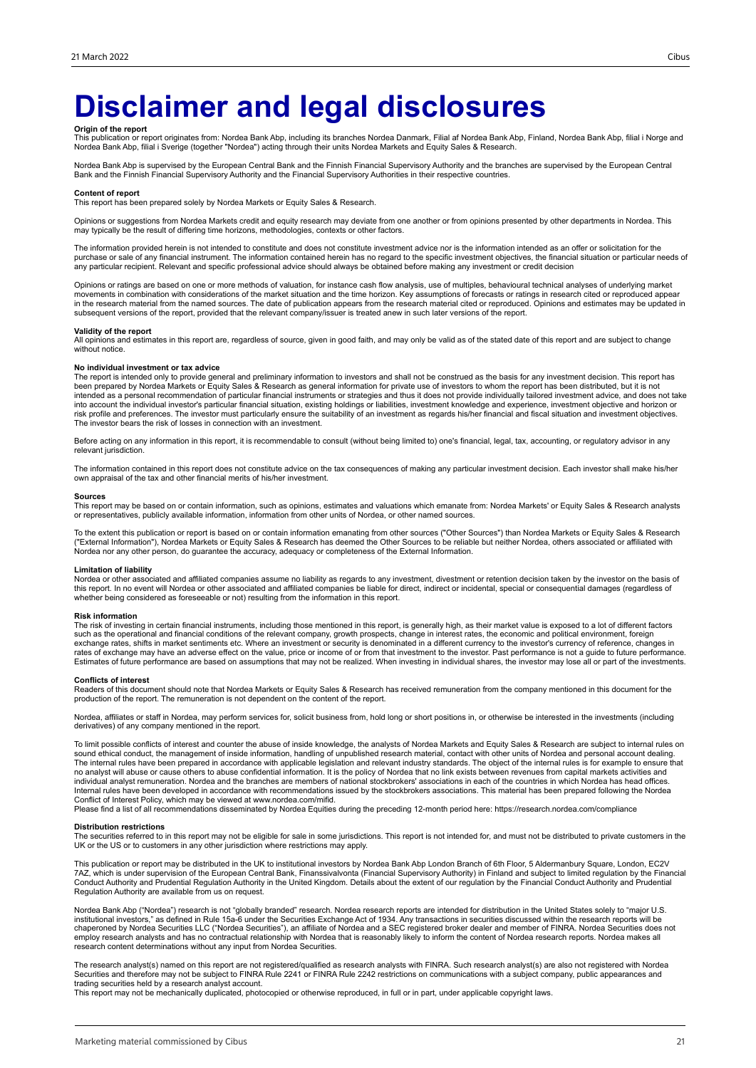# Disclaimer and legal disclosures

**Origin of the report**
This publication or report originates from: Nordea Bank Abp, including its branches Nordea Danmark, Filial af Nordea Bank Abp, Finland, Nordea Bank Abp, filial i Norge and Nordea Bank Abp, filial i Sverige (together "Nordea") acting through their units Nordea Markets and Equity Sales & Research.

Nordea Bank Abp is supervised by the European Central Bank and the Finnish Financial Supervisory Authority and the branches are supervised by the European Central Bank and the Finnish Financial Supervisory Authority and the Financial Supervisory Authorities in their respective countries.

**Content of report**
This report has been prepared solely by Nordea Markets or Equity Sales & Research.

Opinions or suggestions from Nordea Markets credit and equity research may deviate from one another or from opinions presented by other departments in Nordea. This may typically be the result of differing time horizons, methodologies, contexts or other factors.

The information provided herein is not intended to constitute and does not constitute investment advice nor is the information intended as an offer or solicitation for the purchase or sale of any financial instrument. The information contained herein has no regard to the specific investment objectives, the financial situation or particular needs of any particular recipient. Relevant and specific professional advice should always be obtained before making any investment or credit decision

Opinions or ratings are based on one or more methods of valuation, for instance cash flow analysis, use of multiples, behavioural technical analyses of underlying market movements in combination with considerations of the market situation and the time horizon. Key assumptions of forecasts or ratings in research cited or reproduced appear in the research material from the named sources. The date of publication appears from the research material cited or reproduced. Opinions and estimates may be updated in subsequent versions of the report, provided that the relevant company/issuer is treated anew in such later versions of the report.

**Validity of the report**
All opinions and estimates in this report are, regardless of source, given in good faith, and may only be valid as of the stated date of this report and are subject to change without notice.

**No individual investment or tax advice**
The report is intended only to provide general and preliminary information to investors and shall not be construed as the basis for any investment decision. This report has been prepared by Nordea Markets or Equity Sales & Research as general information for private use of investors to whom the report has been distributed, but it is not intended as a personal recommendation of particular financial instruments or strategies and thus it does not provide individually tailored investment advice, and does not take into account the individual investor's particular financial situation, existing holdings or liabilities, investment knowledge and experience, investment objective and horizon or risk profile and preferences. The investor must particularly ensure the suitability of an investment as regards his/her financial and fiscal situation and investment objectives. The investor bears the risk of losses in connection with an investment.

Before acting on any information in this report, it is recommendable to consult (without being limited to) one's financial, legal, tax, accounting, or regulatory advisor in any relevant jurisdiction.

The information contained in this report does not constitute advice on the tax consequences of making any particular investment decision. Each investor shall make his/her own appraisal of the tax and other financial merits of his/her investment.

**Sources**
This report may be based on or contain information, such as opinions, estimates and valuations which emanate from: Nordea Markets' or Equity Sales & Research analysts or representatives, publicly available information, information from other units of Nordea, or other named sources.

To the extent this publication or report is based on or contain information emanating from other sources ("Other Sources") than Nordea Markets or Equity Sales & Research ("External Information"), Nordea Markets or Equity Sales & Research has deemed the Other Sources to be reliable but neither Nordea, others associated or affiliated with Nordea nor any other person, do guarantee the accuracy, adequacy or completeness of the External Information.

**Limitation of liability**
Nordea or other associated and affiliated companies assume no liability as regards to any investment, divestment or retention decision taken by the investor on the basis of this report. In no event will Nordea or other associated and affiliated companies be liable for direct, indirect or incidental, special or consequential damages (regardless of whether being considered as foreseeable or not) resulting from the information in this report.

**Risk information**
The risk of investing in certain financial instruments, including those mentioned in this report, is generally high, as their market value is exposed to a lot of different factors such as the operational and financial conditions of the relevant company, growth prospects, change in interest rates, the economic and political environment, foreign exchange rates, shifts in market sentiments etc. Where an investment or security is denominated in a different currency to the investor's currency of reference, changes in rates of exchange may have an adverse effect on the value, price or income of or from that investment to the investor. Past performance is not a guide to future performance. Estimates of future performance are based on assumptions that may not be realized. When investing in individual shares, the investor may lose all or part of the investments.

**Conflicts of interest**
Readers of this document should note that Nordea Markets or Equity Sales & Research has received remuneration from the company mentioned in this document for the production of the report. The remuneration is not dependent on the content of the report.

Nordea, affiliates or staff in Nordea, may perform services for, solicit business from, hold long or short positions in, or otherwise be interested in the investments (including derivatives) of any company mentioned in the report.

To limit possible conflicts of interest and counter the abuse of inside knowledge, the analysts of Nordea Markets and Equity Sales & Research are subject to internal rules on sound ethical conduct, the management of inside information, handling of unpublished research material, contact with other units of Nordea and personal account dealing. The internal rules have been prepared in accordance with applicable legislation and relevant industry standards. The object of the internal rules is for example to ensure that no analyst will abuse or cause others to abuse confidential information. It is the policy of Nordea that no link exists between revenues from capital markets activities and individual analyst remuneration. Nordea and the branches are members of national stockbrokers' associations in each of the countries in which Nordea has head offices. Internal rules have been developed in accordance with recommendations issued by the stockbrokers associations. This material has been prepared following the Nordea Conflict of Interest Policy, which may be viewed at www.nordea.com/mifid.
Please find a list of all recommendations disseminated by Nordea Equities during the preceding 12-month period here: https://research.nordea.com/compliance

**Distribution restrictions**
The securities referred to in this report may not be eligible for sale in some jurisdictions. This report is not intended for, and must not be distributed to private customers in the UK or the US or to customers in any other jurisdiction where restrictions may apply.

This publication or report may be distributed in the UK to institutional investors by Nordea Bank Abp London Branch of 6th Floor, 5 Aldermanbury Square, London, EC2V 7AZ, which is under supervision of the European Central Bank, Finanssivalvonta (Financial Supervisory Authority) in Finland and subject to limited regulation by the Financial Conduct Authority and Prudential Regulation Authority in the United Kingdom. Details about the extent of our regulation by the Financial Conduct Authority and Prudential Regulation Authority are available from us on request.

Nordea Bank Abp ("Nordea") research is not "globally branded" research. Nordea research reports are intended for distribution in the United States solely to "major U.S. institutional investors," as defined in Rule 15a-6 under the Securities Exchange Act of 1934. Any transactions in securities discussed within the research reports will be chaperoned by Nordea Securities LLC ("Nordea Securities"), an affiliate of Nordea and a SEC registered broker dealer and member of FINRA. Nordea Securities does not employ research analysts and has no contractual relationship with Nordea that is reasonably likely to inform the content of Nordea research reports. Nordea makes all research content determinations without any input from Nordea Securities.

The research analyst(s) named on this report are not registered/qualified as research analysts with FINRA. Such research analyst(s) are also not registered with Nordea Securities and therefore may not be subject to FINRA Rule 2241 or FINRA Rule 2242 restrictions on communications with a subject company, public appearances and trading securities held by a research analyst account.
This report may not be mechanically duplicated, photocopied or otherwise reproduced, in full or in part, under applicable copyright laws.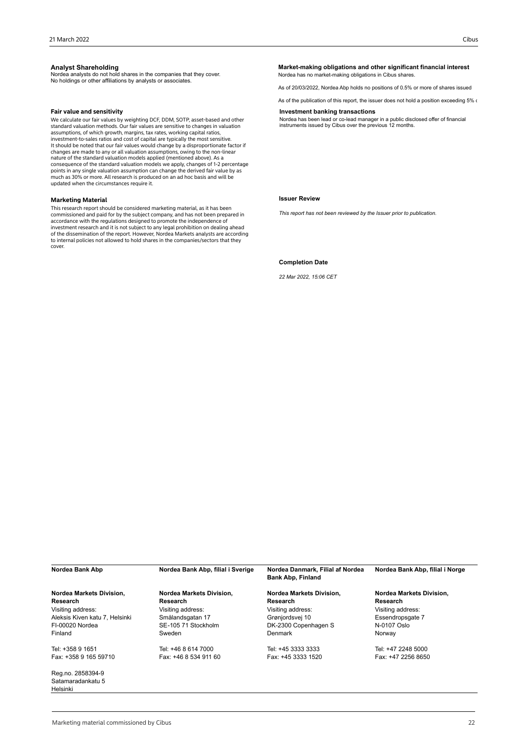### Analyst Shareholding

Nordea analysts do not hold shares in the companies that they cover.
No holdings or other affiliations by analysts or associates.

### Fair value and sensitivity

We calculate our fair values by weighting DCF, DDM, SOTP, asset-based and other standard valuation methods. Our fair values are sensitive to changes in valuation assumptions, of which growth, margins, tax rates, working capital ratios, investment-to-sales ratios and cost of capital are typically the most sensitive.
It should be noted that our fair values would change by a disproportionate factor if changes are made to any or all valuation assumptions, owing to the non-linear nature of the standard valuation models applied (mentioned above). As a consequence of the standard valuation models we apply, changes of 1-2 percentage points in any single valuation assumption can change the derived fair value by as much as 30% or more. All research is produced on an ad hoc basis and will be updated when the circumstances require it.

### Marketing Material

This research report should be considered marketing material, as it has been commissioned and paid for by the subject company, and has not been prepared in accordance with the regulations designed to promote the independence of investment research and it is not subject to any legal prohibition on dealing ahead of the dissemination of the report. However, Nordea Markets analysts are according to internal policies not allowed to hold shares in the companies/sectors that they cover.

### Market-making obligations and other significant financial interest

Nordea has no market-making obligations in Cibus shares.

As of 20/03/2022, Nordea Abp holds no positions of 0.5% or more of shares issued

As of the publication of this report, the issuer does not hold a position exceeding 5% o

### Investment banking transactions

Nordea has been lead or co-lead manager in a public disclosed offer of financial instruments issued by Cibus over the previous 12 months.

### Issuer Review

*This report has not been reviewed by the Issuer prior to publication.*

### Completion Date

*22 Mar 2022, 15:06 CET*

| Nordea Bank Abp | Nordea Bank Abp, filial i Sverige | Nordea Danmark, Filial af Nordea Bank Abp, Finland | Nordea Bank Abp, filial i Norge |
|---|---|---|---|
| **Nordea Markets Division, Research**<br>Visiting address:<br>Aleksis Kiven katu 7, Helsinki<br>FI-00020 Nordea<br>Finland | **Nordea Markets Division, Research**<br>Visiting address:<br>Smålandsgatan 17<br>SE-105 71 Stockholm<br>Sweden | **Nordea Markets Division, Research**<br>Visiting address:<br>Grønjordsvej 10<br>DK-2300 Copenhagen S<br>Denmark | **Nordea Markets Division, Research**<br>Visiting address:<br>Essendropsgate 7<br>N-0107 Oslo<br>Norway |
| Tel: +358 9 1651<br>Fax: +358 9 165 59710 | Tel: +46 8 614 7000<br>Fax: +46 8 534 911 60 | Tel: +45 3333 3333<br>Fax: +45 3333 1520 | Tel: +47 2248 5000<br>Fax: +47 2256 8650 |
| Reg.no. 2858394-9<br>Satamaradankatu 5<br>Helsinki | | | |

Marketing material commissioned by Cibus